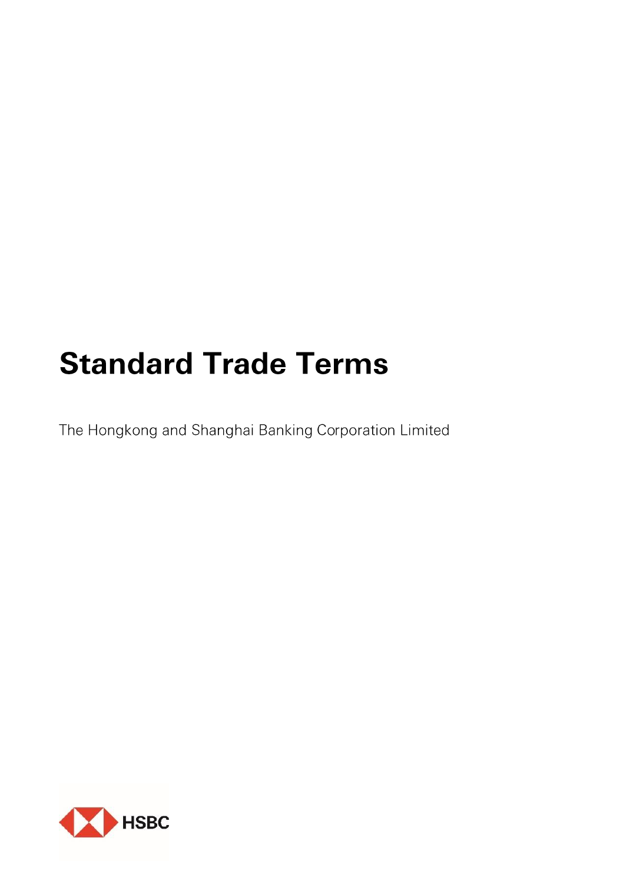# Standard Trade Terms

The Hongkong and Shanghai Banking Corporation Limited

HSBC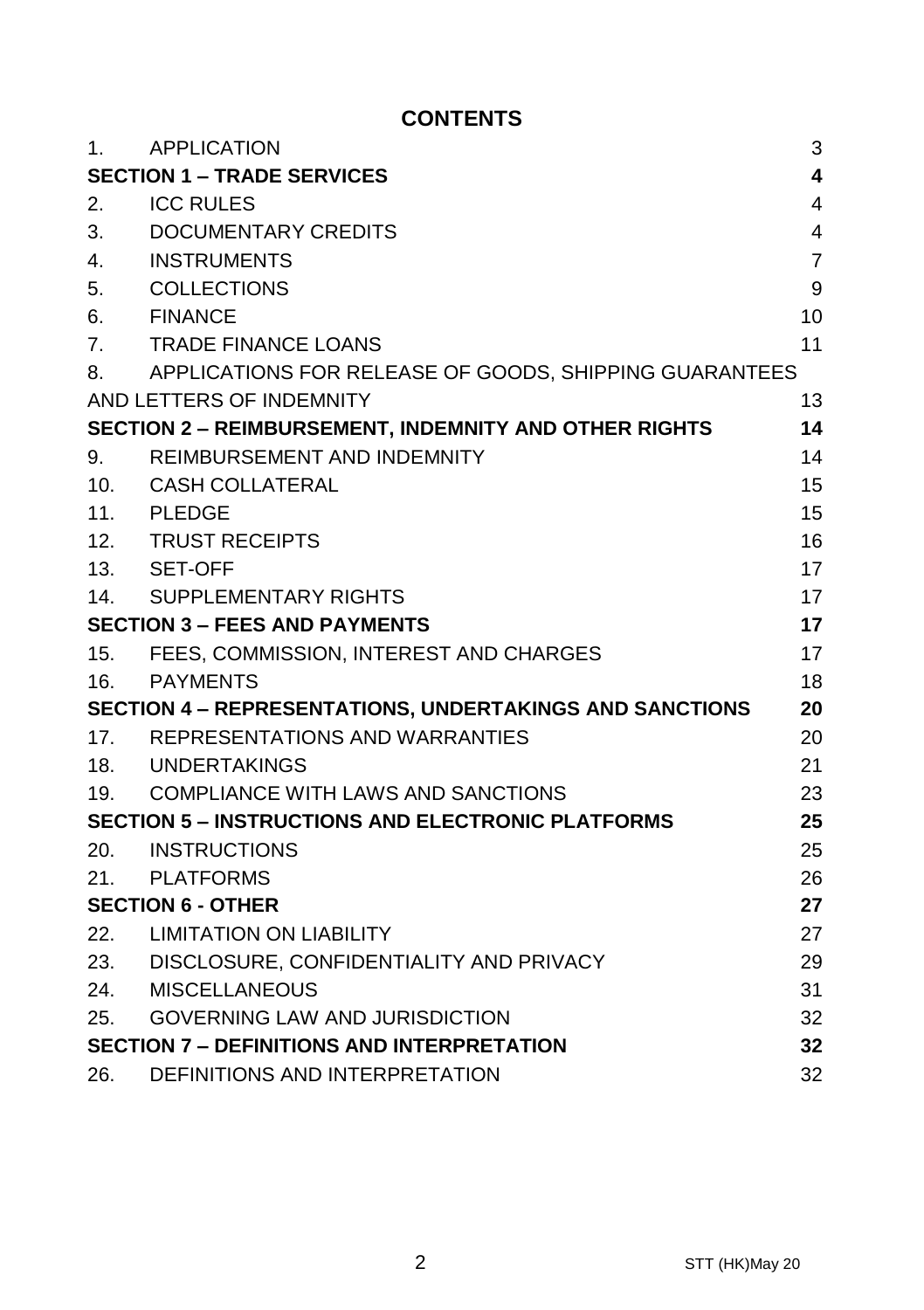# CONTENTS

| | | |
|---|---|---|
| 1. | APPLICATION | 3 |
| **SECTION 1 – TRADE SERVICES** | | **4** |
| 2. | ICC RULES | 4 |
| 3. | DOCUMENTARY CREDITS | 4 |
| 4. | INSTRUMENTS | 7 |
| 5. | COLLECTIONS | 9 |
| 6. | FINANCE | 10 |
| 7. | TRADE FINANCE LOANS | 11 |
| 8. | APPLICATIONS FOR RELEASE OF GOODS, SHIPPING GUARANTEES AND LETTERS OF INDEMNITY | 13 |
| **SECTION 2 – REIMBURSEMENT, INDEMNITY AND OTHER RIGHTS** | | **14** |
| 9. | REIMBURSEMENT AND INDEMNITY | 14 |
| 10. | CASH COLLATERAL | 15 |
| 11. | PLEDGE | 15 |
| 12. | TRUST RECEIPTS | 16 |
| 13. | SET-OFF | 17 |
| 14. | SUPPLEMENTARY RIGHTS | 17 |
| **SECTION 3 – FEES AND PAYMENTS** | | **17** |
| 15. | FEES, COMMISSION, INTEREST AND CHARGES | 17 |
| 16. | PAYMENTS | 18 |
| **SECTION 4 – REPRESENTATIONS, UNDERTAKINGS AND SANCTIONS** | | **20** |
| 17. | REPRESENTATIONS AND WARRANTIES | 20 |
| 18. | UNDERTAKINGS | 21 |
| 19. | COMPLIANCE WITH LAWS AND SANCTIONS | 23 |
| **SECTION 5 – INSTRUCTIONS AND ELECTRONIC PLATFORMS** | | **25** |
| 20. | INSTRUCTIONS | 25 |
| 21. | PLATFORMS | 26 |
| **SECTION 6 - OTHER** | | **27** |
| 22. | LIMITATION ON LIABILITY | 27 |
| 23. | DISCLOSURE, CONFIDENTIALITY AND PRIVACY | 29 |
| 24. | MISCELLANEOUS | 31 |
| 25. | GOVERNING LAW AND JURISDICTION | 32 |
| **SECTION 7 – DEFINITIONS AND INTERPRETATION** | | **32** |
| 26. | DEFINITIONS AND INTERPRETATION | 32 |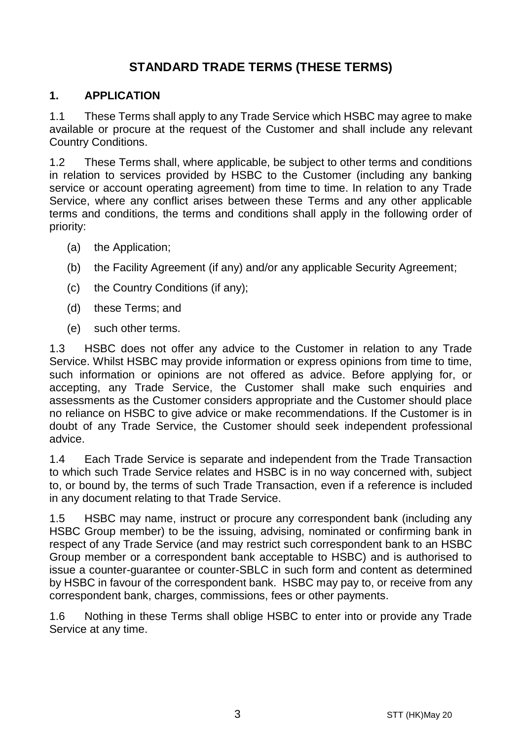# STANDARD TRADE TERMS (THESE TERMS)

## 1. APPLICATION

1.1 These Terms shall apply to any Trade Service which HSBC may agree to make available or procure at the request of the Customer and shall include any relevant Country Conditions.

1.2 These Terms shall, where applicable, be subject to other terms and conditions in relation to services provided by HSBC to the Customer (including any banking service or account operating agreement) from time to time. In relation to any Trade Service, where any conflict arises between these Terms and any other applicable terms and conditions, the terms and conditions shall apply in the following order of priority:

(a) the Application;

(b) the Facility Agreement (if any) and/or any applicable Security Agreement;

(c) the Country Conditions (if any);

(d) these Terms; and

(e) such other terms.

1.3 HSBC does not offer any advice to the Customer in relation to any Trade Service. Whilst HSBC may provide information or express opinions from time to time, such information or opinions are not offered as advice. Before applying for, or accepting, any Trade Service, the Customer shall make such enquiries and assessments as the Customer considers appropriate and the Customer should place no reliance on HSBC to give advice or make recommendations. If the Customer is in doubt of any Trade Service, the Customer should seek independent professional advice.

1.4 Each Trade Service is separate and independent from the Trade Transaction to which such Trade Service relates and HSBC is in no way concerned with, subject to, or bound by, the terms of such Trade Transaction, even if a reference is included in any document relating to that Trade Service.

1.5 HSBC may name, instruct or procure any correspondent bank (including any HSBC Group member) to be the issuing, advising, nominated or confirming bank in respect of any Trade Service (and may restrict such correspondent bank to an HSBC Group member or a correspondent bank acceptable to HSBC) and is authorised to issue a counter-guarantee or counter-SBLC in such form and content as determined by HSBC in favour of the correspondent bank. HSBC may pay to, or receive from any correspondent bank, charges, commissions, fees or other payments.

1.6 Nothing in these Terms shall oblige HSBC to enter into or provide any Trade Service at any time.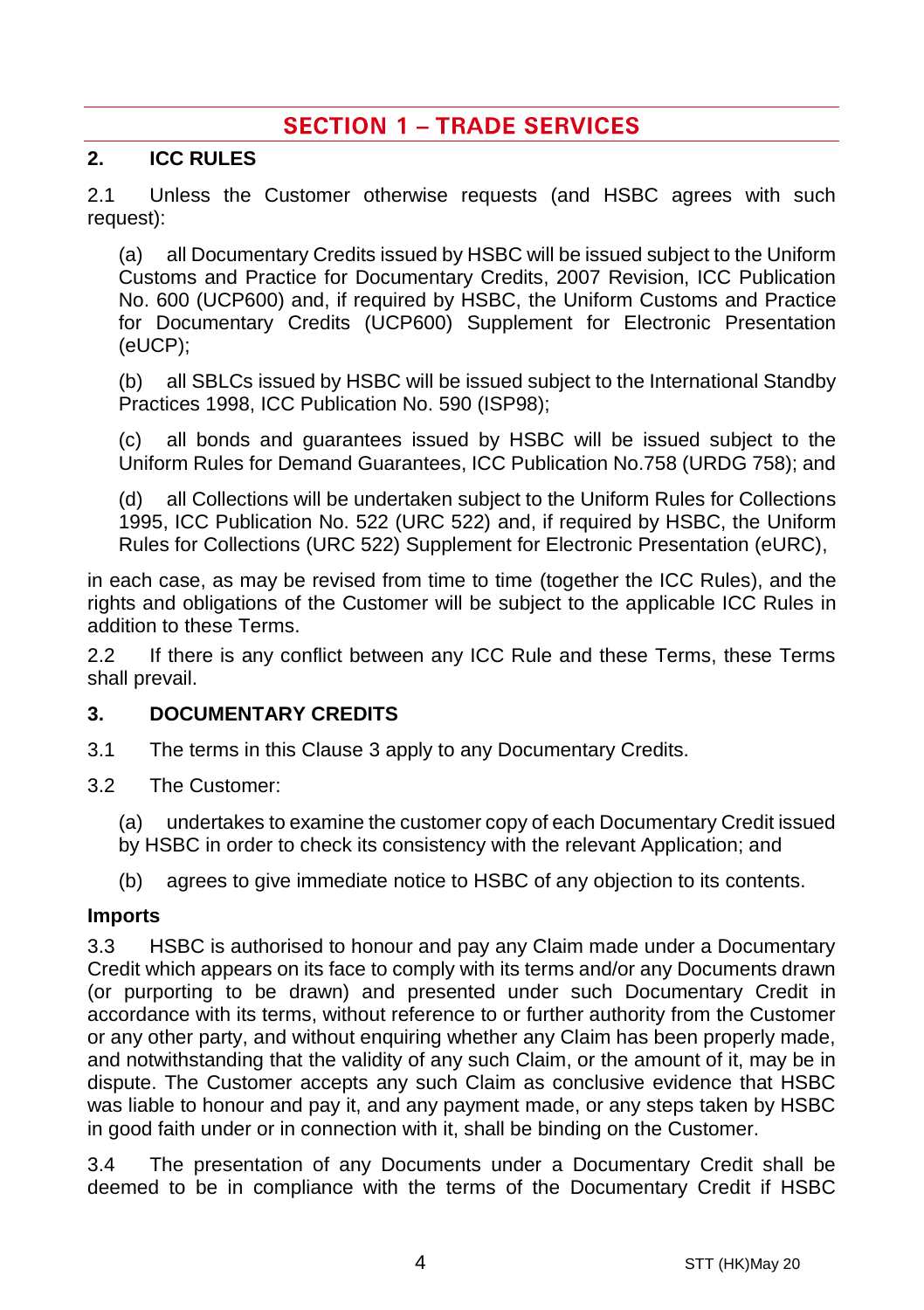# SECTION 1 – TRADE SERVICES

## 2. ICC RULES

2.1 Unless the Customer otherwise requests (and HSBC agrees with such request):

(a) all Documentary Credits issued by HSBC will be issued subject to the Uniform Customs and Practice for Documentary Credits, 2007 Revision, ICC Publication No. 600 (UCP600) and, if required by HSBC, the Uniform Customs and Practice for Documentary Credits (UCP600) Supplement for Electronic Presentation (eUCP);

(b) all SBLCs issued by HSBC will be issued subject to the International Standby Practices 1998, ICC Publication No. 590 (ISP98);

(c) all bonds and guarantees issued by HSBC will be issued subject to the Uniform Rules for Demand Guarantees, ICC Publication No.758 (URDG 758); and

(d) all Collections will be undertaken subject to the Uniform Rules for Collections 1995, ICC Publication No. 522 (URC 522) and, if required by HSBC, the Uniform Rules for Collections (URC 522) Supplement for Electronic Presentation (eURC),

in each case, as may be revised from time to time (together the ICC Rules), and the rights and obligations of the Customer will be subject to the applicable ICC Rules in addition to these Terms.

2.2 If there is any conflict between any ICC Rule and these Terms, these Terms shall prevail.

## 3. DOCUMENTARY CREDITS

3.1 The terms in this Clause 3 apply to any Documentary Credits.

3.2 The Customer:

(a) undertakes to examine the customer copy of each Documentary Credit issued by HSBC in order to check its consistency with the relevant Application; and

(b) agrees to give immediate notice to HSBC of any objection to its contents.

### Imports

3.3 HSBC is authorised to honour and pay any Claim made under a Documentary Credit which appears on its face to comply with its terms and/or any Documents drawn (or purporting to be drawn) and presented under such Documentary Credit in accordance with its terms, without reference to or further authority from the Customer or any other party, and without enquiring whether any Claim has been properly made, and notwithstanding that the validity of any such Claim, or the amount of it, may be in dispute. The Customer accepts any such Claim as conclusive evidence that HSBC was liable to honour and pay it, and any payment made, or any steps taken by HSBC in good faith under or in connection with it, shall be binding on the Customer.

3.4 The presentation of any Documents under a Documentary Credit shall be deemed to be in compliance with the terms of the Documentary Credit if HSBC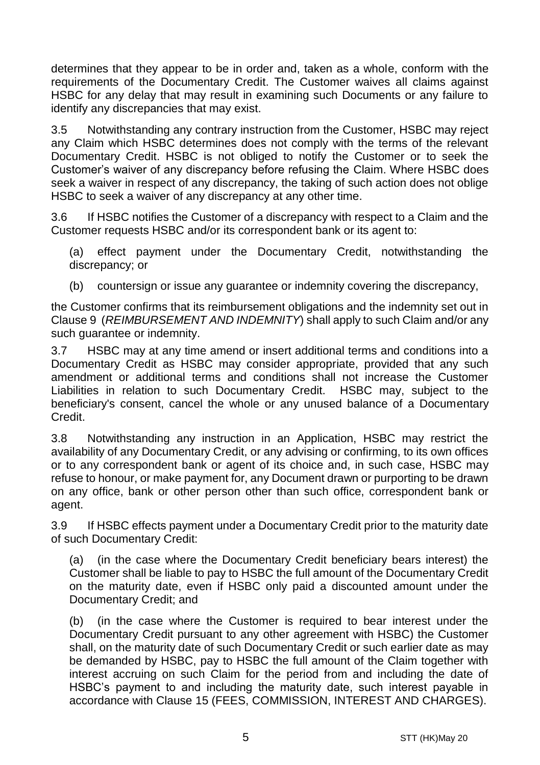determines that they appear to be in order and, taken as a whole, conform with the requirements of the Documentary Credit. The Customer waives all claims against HSBC for any delay that may result in examining such Documents or any failure to identify any discrepancies that may exist.

3.5 Notwithstanding any contrary instruction from the Customer, HSBC may reject any Claim which HSBC determines does not comply with the terms of the relevant Documentary Credit. HSBC is not obliged to notify the Customer or to seek the Customer's waiver of any discrepancy before refusing the Claim. Where HSBC does seek a waiver in respect of any discrepancy, the taking of such action does not oblige HSBC to seek a waiver of any discrepancy at any other time.

3.6 If HSBC notifies the Customer of a discrepancy with respect to a Claim and the Customer requests HSBC and/or its correspondent bank or its agent to:

(a) effect payment under the Documentary Credit, notwithstanding the discrepancy; or

(b) countersign or issue any guarantee or indemnity covering the discrepancy,

the Customer confirms that its reimbursement obligations and the indemnity set out in Clause 9 (*REIMBURSEMENT AND INDEMNITY*) shall apply to such Claim and/or any such guarantee or indemnity.

3.7 HSBC may at any time amend or insert additional terms and conditions into a Documentary Credit as HSBC may consider appropriate, provided that any such amendment or additional terms and conditions shall not increase the Customer Liabilities in relation to such Documentary Credit. HSBC may, subject to the beneficiary's consent, cancel the whole or any unused balance of a Documentary Credit.

3.8 Notwithstanding any instruction in an Application, HSBC may restrict the availability of any Documentary Credit, or any advising or confirming, to its own offices or to any correspondent bank or agent of its choice and, in such case, HSBC may refuse to honour, or make payment for, any Document drawn or purporting to be drawn on any office, bank or other person other than such office, correspondent bank or agent.

3.9 If HSBC effects payment under a Documentary Credit prior to the maturity date of such Documentary Credit:

(a) (in the case where the Documentary Credit beneficiary bears interest) the Customer shall be liable to pay to HSBC the full amount of the Documentary Credit on the maturity date, even if HSBC only paid a discounted amount under the Documentary Credit; and

(b) (in the case where the Customer is required to bear interest under the Documentary Credit pursuant to any other agreement with HSBC) the Customer shall, on the maturity date of such Documentary Credit or such earlier date as may be demanded by HSBC, pay to HSBC the full amount of the Claim together with interest accruing on such Claim for the period from and including the date of HSBC's payment to and including the maturity date, such interest payable in accordance with Clause 15 (FEES, COMMISSION, INTEREST AND CHARGES).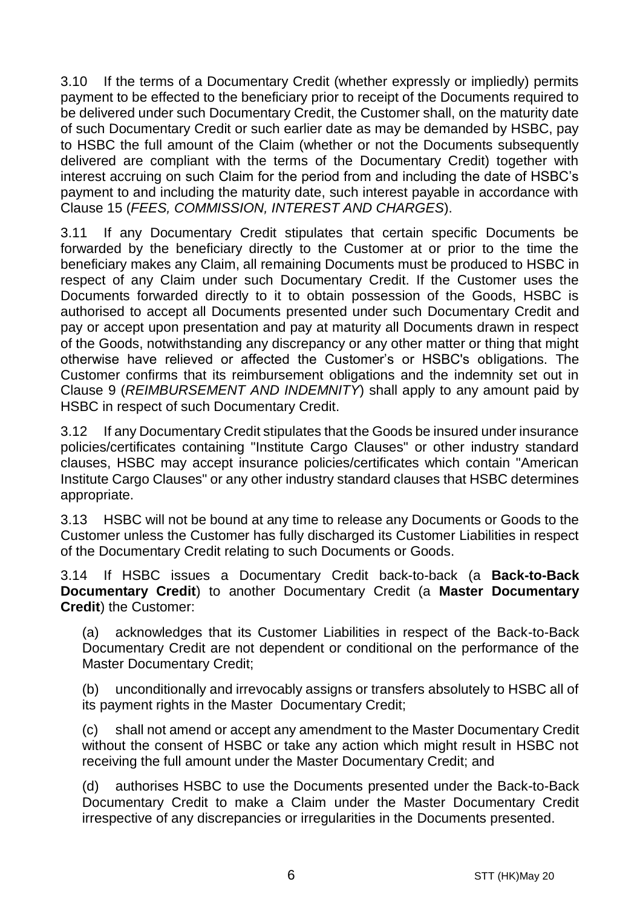3.10 If the terms of a Documentary Credit (whether expressly or impliedly) permits payment to be effected to the beneficiary prior to receipt of the Documents required to be delivered under such Documentary Credit, the Customer shall, on the maturity date of such Documentary Credit or such earlier date as may be demanded by HSBC, pay to HSBC the full amount of the Claim (whether or not the Documents subsequently delivered are compliant with the terms of the Documentary Credit) together with interest accruing on such Claim for the period from and including the date of HSBC's payment to and including the maturity date, such interest payable in accordance with Clause 15 (*FEES, COMMISSION, INTEREST AND CHARGES*).

3.11 If any Documentary Credit stipulates that certain specific Documents be forwarded by the beneficiary directly to the Customer at or prior to the time the beneficiary makes any Claim, all remaining Documents must be produced to HSBC in respect of any Claim under such Documentary Credit. If the Customer uses the Documents forwarded directly to it to obtain possession of the Goods, HSBC is authorised to accept all Documents presented under such Documentary Credit and pay or accept upon presentation and pay at maturity all Documents drawn in respect of the Goods, notwithstanding any discrepancy or any other matter or thing that might otherwise have relieved or affected the Customer's or HSBC's obligations. The Customer confirms that its reimbursement obligations and the indemnity set out in Clause 9 (*REIMBURSEMENT AND INDEMNITY*) shall apply to any amount paid by HSBC in respect of such Documentary Credit.

3.12 If any Documentary Credit stipulates that the Goods be insured under insurance policies/certificates containing "Institute Cargo Clauses" or other industry standard clauses, HSBC may accept insurance policies/certificates which contain "American Institute Cargo Clauses" or any other industry standard clauses that HSBC determines appropriate.

3.13 HSBC will not be bound at any time to release any Documents or Goods to the Customer unless the Customer has fully discharged its Customer Liabilities in respect of the Documentary Credit relating to such Documents or Goods.

3.14 If HSBC issues a Documentary Credit back-to-back (a **Back-to-Back Documentary Credit**) to another Documentary Credit (a **Master Documentary Credit**) the Customer:

(a) acknowledges that its Customer Liabilities in respect of the Back-to-Back Documentary Credit are not dependent or conditional on the performance of the Master Documentary Credit;

(b) unconditionally and irrevocably assigns or transfers absolutely to HSBC all of its payment rights in the Master Documentary Credit;

(c) shall not amend or accept any amendment to the Master Documentary Credit without the consent of HSBC or take any action which might result in HSBC not receiving the full amount under the Master Documentary Credit; and

(d) authorises HSBC to use the Documents presented under the Back-to-Back Documentary Credit to make a Claim under the Master Documentary Credit irrespective of any discrepancies or irregularities in the Documents presented.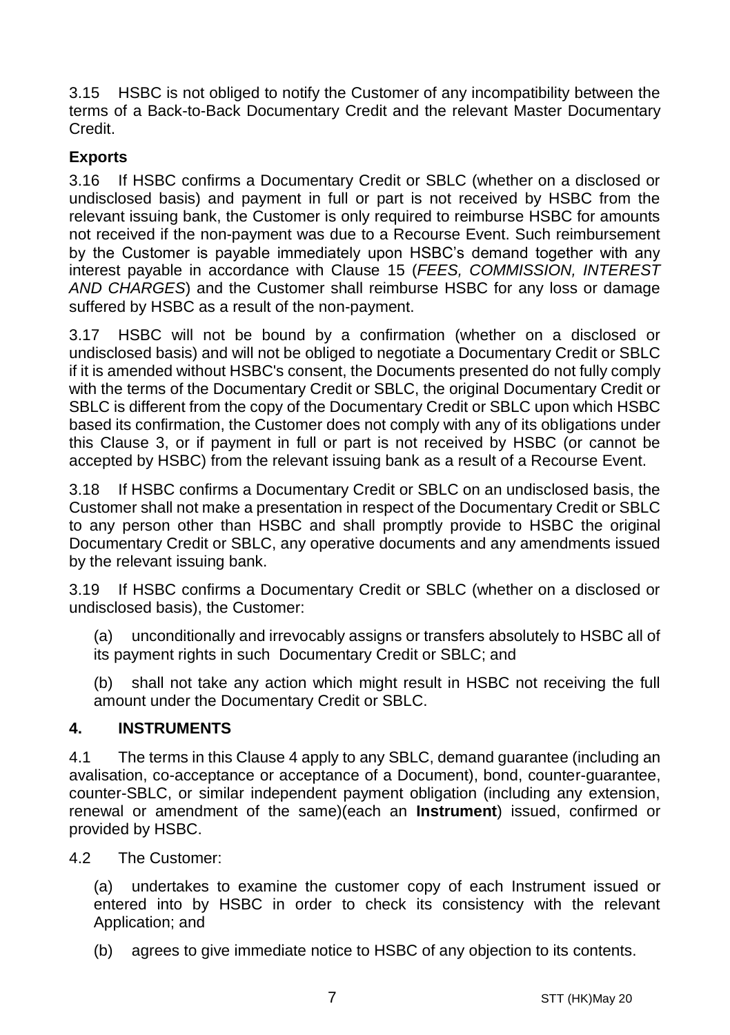3.15 HSBC is not obliged to notify the Customer of any incompatibility between the terms of a Back-to-Back Documentary Credit and the relevant Master Documentary Credit.

**Exports**

3.16 If HSBC confirms a Documentary Credit or SBLC (whether on a disclosed or undisclosed basis) and payment in full or part is not received by HSBC from the relevant issuing bank, the Customer is only required to reimburse HSBC for amounts not received if the non-payment was due to a Recourse Event. Such reimbursement by the Customer is payable immediately upon HSBC's demand together with any interest payable in accordance with Clause 15 (*FEES, COMMISSION, INTEREST AND CHARGES*) and the Customer shall reimburse HSBC for any loss or damage suffered by HSBC as a result of the non-payment.

3.17 HSBC will not be bound by a confirmation (whether on a disclosed or undisclosed basis) and will not be obliged to negotiate a Documentary Credit or SBLC if it is amended without HSBC's consent, the Documents presented do not fully comply with the terms of the Documentary Credit or SBLC, the original Documentary Credit or SBLC is different from the copy of the Documentary Credit or SBLC upon which HSBC based its confirmation, the Customer does not comply with any of its obligations under this Clause 3, or if payment in full or part is not received by HSBC (or cannot be accepted by HSBC) from the relevant issuing bank as a result of a Recourse Event.

3.18 If HSBC confirms a Documentary Credit or SBLC on an undisclosed basis, the Customer shall not make a presentation in respect of the Documentary Credit or SBLC to any person other than HSBC and shall promptly provide to HSBC the original Documentary Credit or SBLC, any operative documents and any amendments issued by the relevant issuing bank.

3.19 If HSBC confirms a Documentary Credit or SBLC (whether on a disclosed or undisclosed basis), the Customer:

(a) unconditionally and irrevocably assigns or transfers absolutely to HSBC all of its payment rights in such Documentary Credit or SBLC; and

(b) shall not take any action which might result in HSBC not receiving the full amount under the Documentary Credit or SBLC.

## 4. INSTRUMENTS

4.1 The terms in this Clause 4 apply to any SBLC, demand guarantee (including an avalisation, co-acceptance or acceptance of a Document), bond, counter-guarantee, counter-SBLC, or similar independent payment obligation (including any extension, renewal or amendment of the same)(each an **Instrument**) issued, confirmed or provided by HSBC.

4.2 The Customer:

(a) undertakes to examine the customer copy of each Instrument issued or entered into by HSBC in order to check its consistency with the relevant Application; and

(b) agrees to give immediate notice to HSBC of any objection to its contents.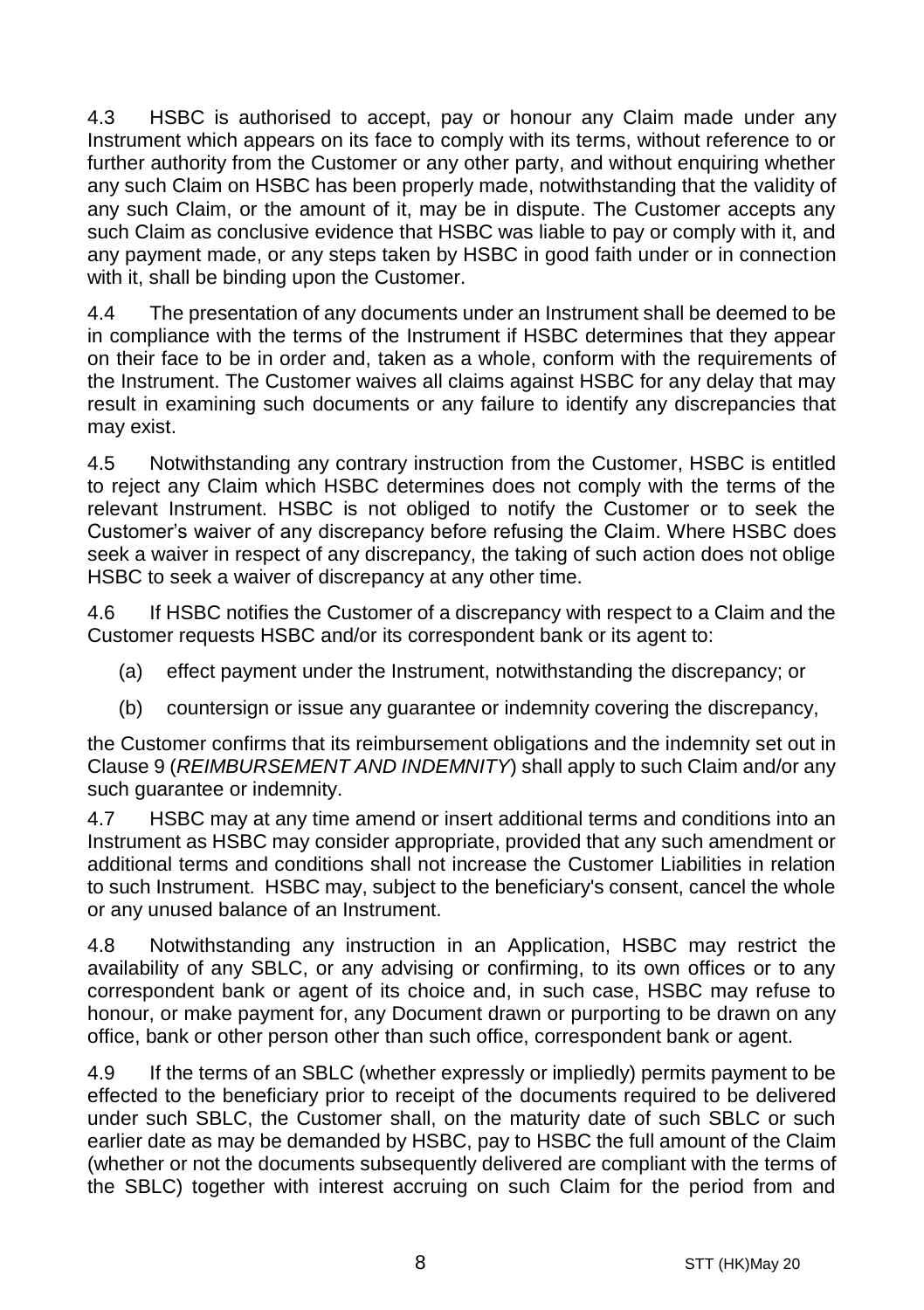4.3 HSBC is authorised to accept, pay or honour any Claim made under any Instrument which appears on its face to comply with its terms, without reference to or further authority from the Customer or any other party, and without enquiring whether any such Claim on HSBC has been properly made, notwithstanding that the validity of any such Claim, or the amount of it, may be in dispute. The Customer accepts any such Claim as conclusive evidence that HSBC was liable to pay or comply with it, and any payment made, or any steps taken by HSBC in good faith under or in connection with it, shall be binding upon the Customer.

4.4 The presentation of any documents under an Instrument shall be deemed to be in compliance with the terms of the Instrument if HSBC determines that they appear on their face to be in order and, taken as a whole, conform with the requirements of the Instrument. The Customer waives all claims against HSBC for any delay that may result in examining such documents or any failure to identify any discrepancies that may exist.

4.5 Notwithstanding any contrary instruction from the Customer, HSBC is entitled to reject any Claim which HSBC determines does not comply with the terms of the relevant Instrument. HSBC is not obliged to notify the Customer or to seek the Customer's waiver of any discrepancy before refusing the Claim. Where HSBC does seek a waiver in respect of any discrepancy, the taking of such action does not oblige HSBC to seek a waiver of discrepancy at any other time.

4.6 If HSBC notifies the Customer of a discrepancy with respect to a Claim and the Customer requests HSBC and/or its correspondent bank or its agent to:

(a) effect payment under the Instrument, notwithstanding the discrepancy; or

(b) countersign or issue any guarantee or indemnity covering the discrepancy,

the Customer confirms that its reimbursement obligations and the indemnity set out in Clause 9 (*REIMBURSEMENT AND INDEMNITY*) shall apply to such Claim and/or any such guarantee or indemnity.

4.7 HSBC may at any time amend or insert additional terms and conditions into an Instrument as HSBC may consider appropriate, provided that any such amendment or additional terms and conditions shall not increase the Customer Liabilities in relation to such Instrument. HSBC may, subject to the beneficiary's consent, cancel the whole or any unused balance of an Instrument.

4.8 Notwithstanding any instruction in an Application, HSBC may restrict the availability of any SBLC, or any advising or confirming, to its own offices or to any correspondent bank or agent of its choice and, in such case, HSBC may refuse to honour, or make payment for, any Document drawn or purporting to be drawn on any office, bank or other person other than such office, correspondent bank or agent.

4.9 If the terms of an SBLC (whether expressly or impliedly) permits payment to be effected to the beneficiary prior to receipt of the documents required to be delivered under such SBLC, the Customer shall, on the maturity date of such SBLC or such earlier date as may be demanded by HSBC, pay to HSBC the full amount of the Claim (whether or not the documents subsequently delivered are compliant with the terms of the SBLC) together with interest accruing on such Claim for the period from and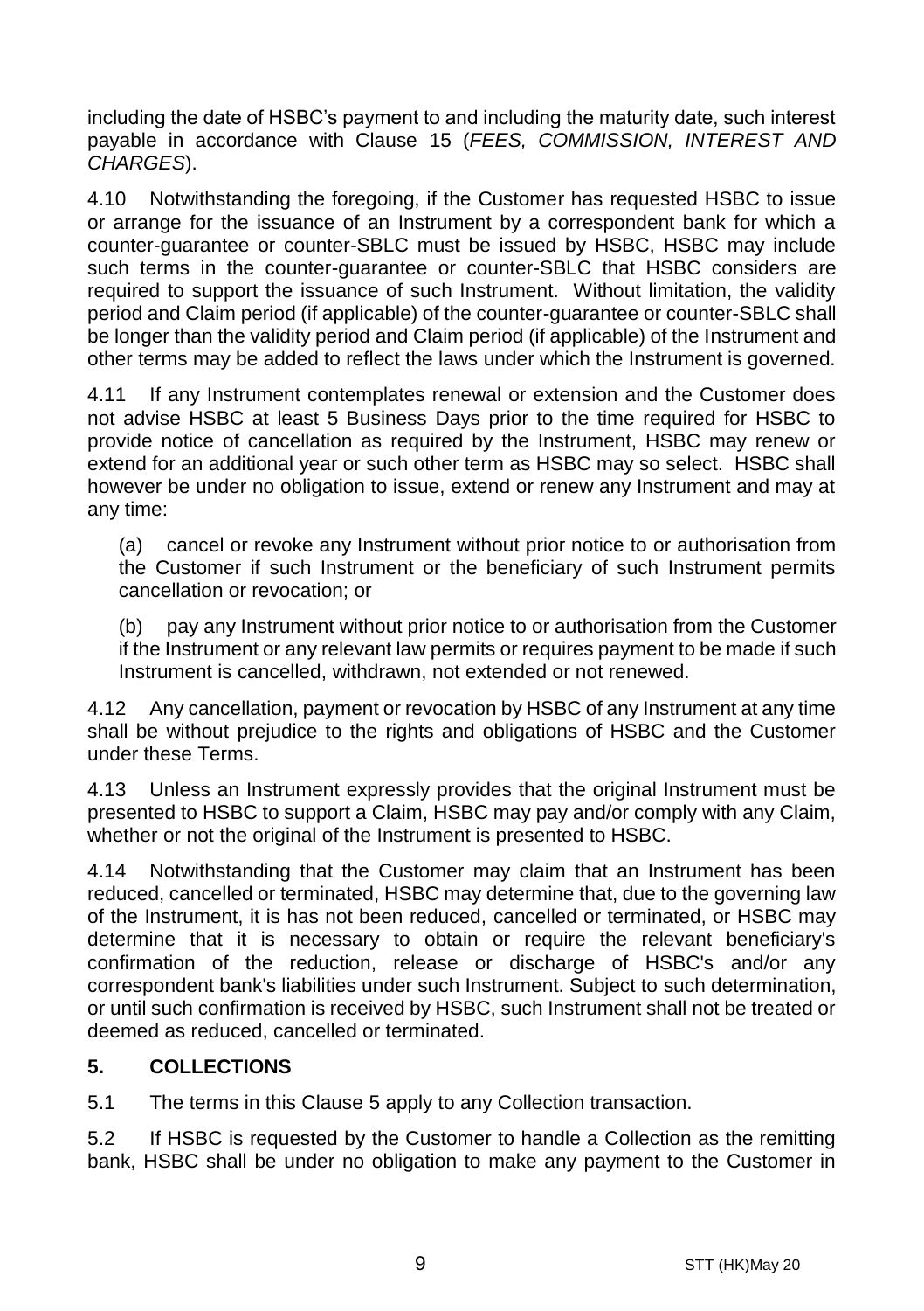including the date of HSBC's payment to and including the maturity date, such interest payable in accordance with Clause 15 (*FEES, COMMISSION, INTEREST AND CHARGES*).

4.10 Notwithstanding the foregoing, if the Customer has requested HSBC to issue or arrange for the issuance of an Instrument by a correspondent bank for which a counter-guarantee or counter-SBLC must be issued by HSBC, HSBC may include such terms in the counter-guarantee or counter-SBLC that HSBC considers are required to support the issuance of such Instrument. Without limitation, the validity period and Claim period (if applicable) of the counter-guarantee or counter-SBLC shall be longer than the validity period and Claim period (if applicable) of the Instrument and other terms may be added to reflect the laws under which the Instrument is governed.

4.11 If any Instrument contemplates renewal or extension and the Customer does not advise HSBC at least 5 Business Days prior to the time required for HSBC to provide notice of cancellation as required by the Instrument, HSBC may renew or extend for an additional year or such other term as HSBC may so select. HSBC shall however be under no obligation to issue, extend or renew any Instrument and may at any time:

(a) cancel or revoke any Instrument without prior notice to or authorisation from the Customer if such Instrument or the beneficiary of such Instrument permits cancellation or revocation; or

(b) pay any Instrument without prior notice to or authorisation from the Customer if the Instrument or any relevant law permits or requires payment to be made if such Instrument is cancelled, withdrawn, not extended or not renewed.

4.12 Any cancellation, payment or revocation by HSBC of any Instrument at any time shall be without prejudice to the rights and obligations of HSBC and the Customer under these Terms.

4.13 Unless an Instrument expressly provides that the original Instrument must be presented to HSBC to support a Claim, HSBC may pay and/or comply with any Claim, whether or not the original of the Instrument is presented to HSBC.

4.14 Notwithstanding that the Customer may claim that an Instrument has been reduced, cancelled or terminated, HSBC may determine that, due to the governing law of the Instrument, it is has not been reduced, cancelled or terminated, or HSBC may determine that it is necessary to obtain or require the relevant beneficiary's confirmation of the reduction, release or discharge of HSBC's and/or any correspondent bank's liabilities under such Instrument. Subject to such determination, or until such confirmation is received by HSBC, such Instrument shall not be treated or deemed as reduced, cancelled or terminated.

## 5. COLLECTIONS

5.1 The terms in this Clause 5 apply to any Collection transaction.

5.2 If HSBC is requested by the Customer to handle a Collection as the remitting bank, HSBC shall be under no obligation to make any payment to the Customer in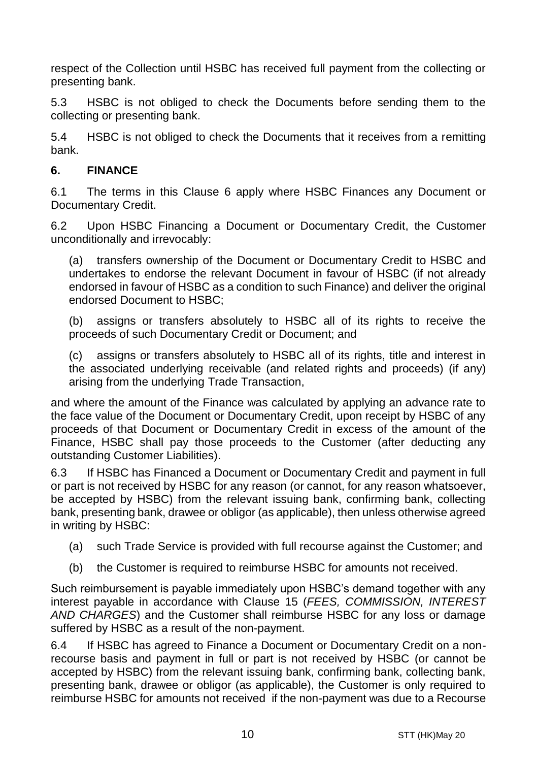respect of the Collection until HSBC has received full payment from the collecting or presenting bank.

5.3 HSBC is not obliged to check the Documents before sending them to the collecting or presenting bank.

5.4 HSBC is not obliged to check the Documents that it receives from a remitting bank.

## 6. FINANCE

6.1 The terms in this Clause 6 apply where HSBC Finances any Document or Documentary Credit.

6.2 Upon HSBC Financing a Document or Documentary Credit, the Customer unconditionally and irrevocably:

(a) transfers ownership of the Document or Documentary Credit to HSBC and undertakes to endorse the relevant Document in favour of HSBC (if not already endorsed in favour of HSBC as a condition to such Finance) and deliver the original endorsed Document to HSBC;

(b) assigns or transfers absolutely to HSBC all of its rights to receive the proceeds of such Documentary Credit or Document; and

(c) assigns or transfers absolutely to HSBC all of its rights, title and interest in the associated underlying receivable (and related rights and proceeds) (if any) arising from the underlying Trade Transaction,

and where the amount of the Finance was calculated by applying an advance rate to the face value of the Document or Documentary Credit, upon receipt by HSBC of any proceeds of that Document or Documentary Credit in excess of the amount of the Finance, HSBC shall pay those proceeds to the Customer (after deducting any outstanding Customer Liabilities).

6.3 If HSBC has Financed a Document or Documentary Credit and payment in full or part is not received by HSBC for any reason (or cannot, for any reason whatsoever, be accepted by HSBC) from the relevant issuing bank, confirming bank, collecting bank, presenting bank, drawee or obligor (as applicable), then unless otherwise agreed in writing by HSBC:

(a) such Trade Service is provided with full recourse against the Customer; and

(b) the Customer is required to reimburse HSBC for amounts not received.

Such reimbursement is payable immediately upon HSBC's demand together with any interest payable in accordance with Clause 15 (*FEES, COMMISSION, INTEREST AND CHARGES*) and the Customer shall reimburse HSBC for any loss or damage suffered by HSBC as a result of the non-payment.

6.4 If HSBC has agreed to Finance a Document or Documentary Credit on a non-recourse basis and payment in full or part is not received by HSBC (or cannot be accepted by HSBC) from the relevant issuing bank, confirming bank, collecting bank, presenting bank, drawee or obligor (as applicable), the Customer is only required to reimburse HSBC for amounts not received if the non-payment was due to a Recourse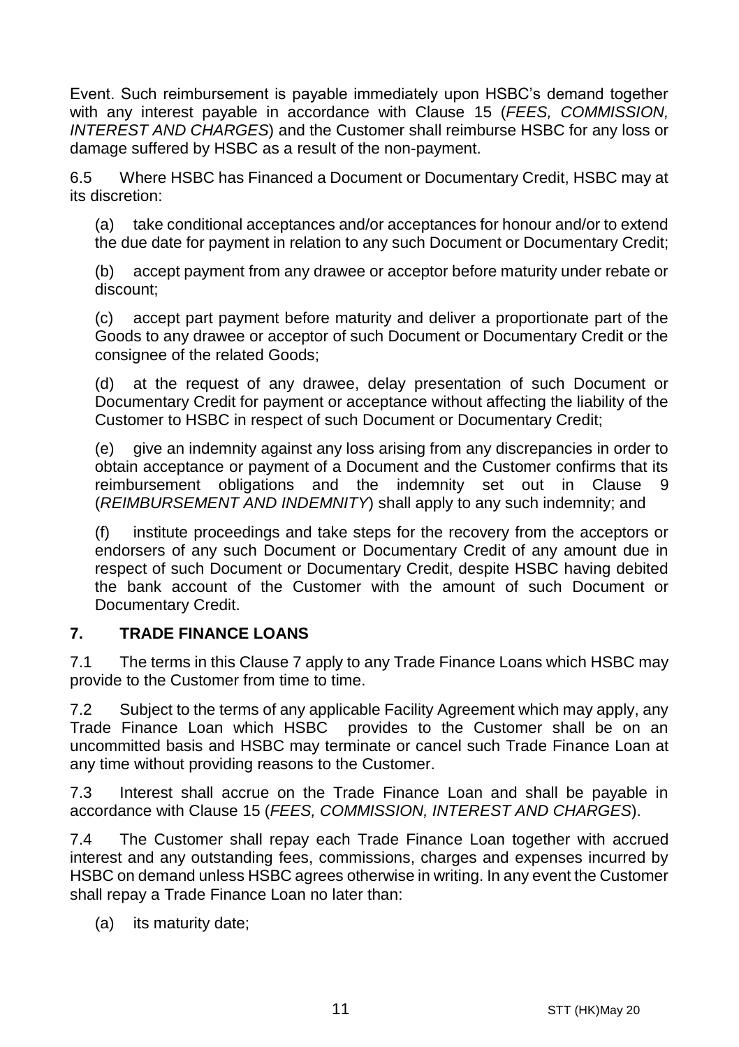Event. Such reimbursement is payable immediately upon HSBC's demand together with any interest payable in accordance with Clause 15 (*FEES, COMMISSION, INTEREST AND CHARGES*) and the Customer shall reimburse HSBC for any loss or damage suffered by HSBC as a result of the non-payment.

6.5 Where HSBC has Financed a Document or Documentary Credit, HSBC may at its discretion:

(a) take conditional acceptances and/or acceptances for honour and/or to extend the due date for payment in relation to any such Document or Documentary Credit;

(b) accept payment from any drawee or acceptor before maturity under rebate or discount;

(c) accept part payment before maturity and deliver a proportionate part of the Goods to any drawee or acceptor of such Document or Documentary Credit or the consignee of the related Goods;

(d) at the request of any drawee, delay presentation of such Document or Documentary Credit for payment or acceptance without affecting the liability of the Customer to HSBC in respect of such Document or Documentary Credit;

(e) give an indemnity against any loss arising from any discrepancies in order to obtain acceptance or payment of a Document and the Customer confirms that its reimbursement obligations and the indemnity set out in Clause 9 (*REIMBURSEMENT AND INDEMNITY*) shall apply to any such indemnity; and

(f) institute proceedings and take steps for the recovery from the acceptors or endorsers of any such Document or Documentary Credit of any amount due in respect of such Document or Documentary Credit, despite HSBC having debited the bank account of the Customer with the amount of such Document or Documentary Credit.

## 7. TRADE FINANCE LOANS

7.1 The terms in this Clause 7 apply to any Trade Finance Loans which HSBC may provide to the Customer from time to time.

7.2 Subject to the terms of any applicable Facility Agreement which may apply, any Trade Finance Loan which HSBC provides to the Customer shall be on an uncommitted basis and HSBC may terminate or cancel such Trade Finance Loan at any time without providing reasons to the Customer.

7.3 Interest shall accrue on the Trade Finance Loan and shall be payable in accordance with Clause 15 (*FEES, COMMISSION, INTEREST AND CHARGES*).

7.4 The Customer shall repay each Trade Finance Loan together with accrued interest and any outstanding fees, commissions, charges and expenses incurred by HSBC on demand unless HSBC agrees otherwise in writing. In any event the Customer shall repay a Trade Finance Loan no later than:

(a) its maturity date;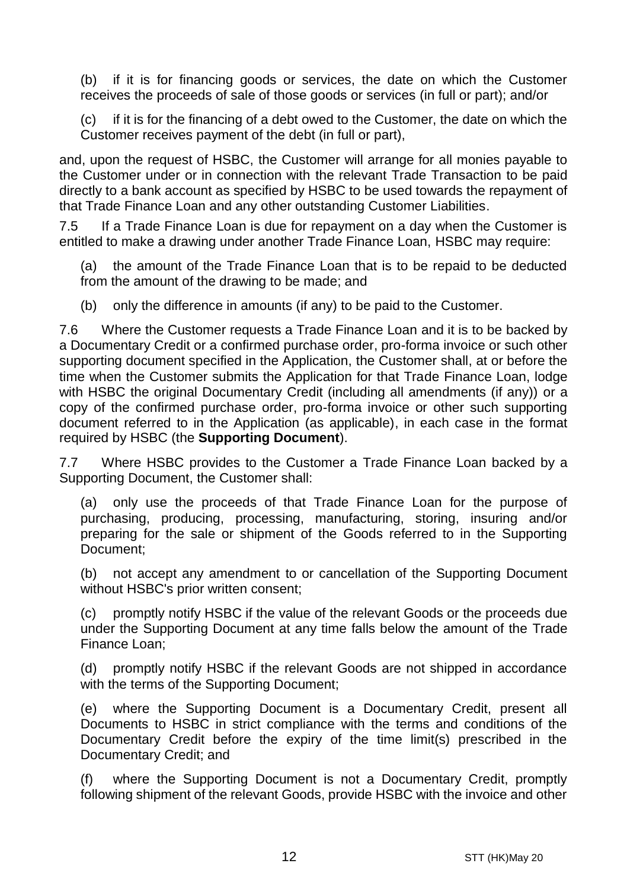(b) if it is for financing goods or services, the date on which the Customer receives the proceeds of sale of those goods or services (in full or part); and/or

(c) if it is for the financing of a debt owed to the Customer, the date on which the Customer receives payment of the debt (in full or part),

and, upon the request of HSBC, the Customer will arrange for all monies payable to the Customer under or in connection with the relevant Trade Transaction to be paid directly to a bank account as specified by HSBC to be used towards the repayment of that Trade Finance Loan and any other outstanding Customer Liabilities.

7.5 If a Trade Finance Loan is due for repayment on a day when the Customer is entitled to make a drawing under another Trade Finance Loan, HSBC may require:

(a) the amount of the Trade Finance Loan that is to be repaid to be deducted from the amount of the drawing to be made; and

(b) only the difference in amounts (if any) to be paid to the Customer.

7.6 Where the Customer requests a Trade Finance Loan and it is to be backed by a Documentary Credit or a confirmed purchase order, pro-forma invoice or such other supporting document specified in the Application, the Customer shall, at or before the time when the Customer submits the Application for that Trade Finance Loan, lodge with HSBC the original Documentary Credit (including all amendments (if any)) or a copy of the confirmed purchase order, pro-forma invoice or other such supporting document referred to in the Application (as applicable), in each case in the format required by HSBC (the **Supporting Document**).

7.7 Where HSBC provides to the Customer a Trade Finance Loan backed by a Supporting Document, the Customer shall:

(a) only use the proceeds of that Trade Finance Loan for the purpose of purchasing, producing, processing, manufacturing, storing, insuring and/or preparing for the sale or shipment of the Goods referred to in the Supporting Document;

(b) not accept any amendment to or cancellation of the Supporting Document without HSBC's prior written consent;

(c) promptly notify HSBC if the value of the relevant Goods or the proceeds due under the Supporting Document at any time falls below the amount of the Trade Finance Loan;

(d) promptly notify HSBC if the relevant Goods are not shipped in accordance with the terms of the Supporting Document;

(e) where the Supporting Document is a Documentary Credit, present all Documents to HSBC in strict compliance with the terms and conditions of the Documentary Credit before the expiry of the time limit(s) prescribed in the Documentary Credit; and

(f) where the Supporting Document is not a Documentary Credit, promptly following shipment of the relevant Goods, provide HSBC with the invoice and other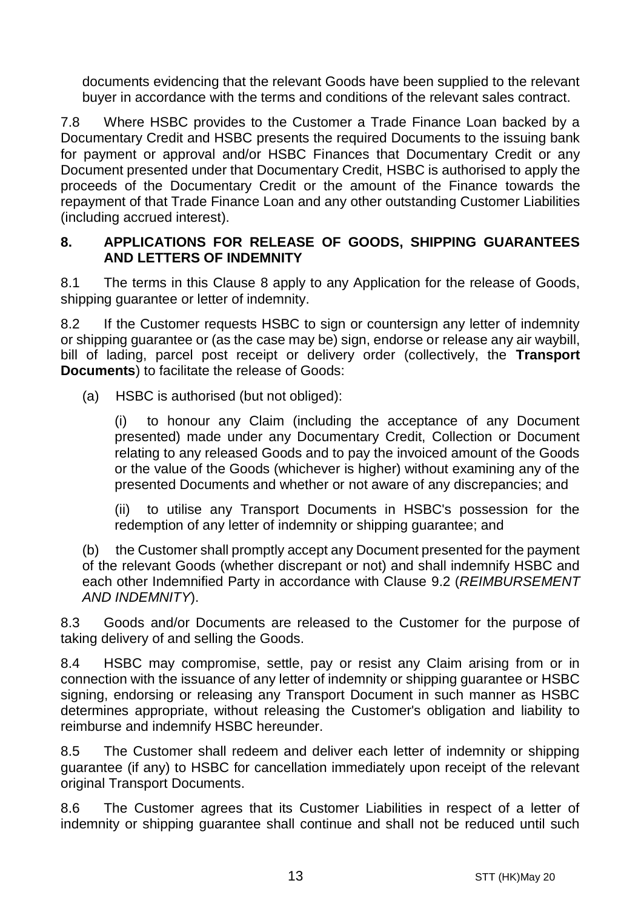documents evidencing that the relevant Goods have been supplied to the relevant buyer in accordance with the terms and conditions of the relevant sales contract.

7.8 Where HSBC provides to the Customer a Trade Finance Loan backed by a Documentary Credit and HSBC presents the required Documents to the issuing bank for payment or approval and/or HSBC Finances that Documentary Credit or any Document presented under that Documentary Credit, HSBC is authorised to apply the proceeds of the Documentary Credit or the amount of the Finance towards the repayment of that Trade Finance Loan and any other outstanding Customer Liabilities (including accrued interest).

## 8. APPLICATIONS FOR RELEASE OF GOODS, SHIPPING GUARANTEES AND LETTERS OF INDEMNITY

8.1 The terms in this Clause 8 apply to any Application for the release of Goods, shipping guarantee or letter of indemnity.

8.2 If the Customer requests HSBC to sign or countersign any letter of indemnity or shipping guarantee or (as the case may be) sign, endorse or release any air waybill, bill of lading, parcel post receipt or delivery order (collectively, the **Transport Documents**) to facilitate the release of Goods:

(a) HSBC is authorised (but not obliged):

(i) to honour any Claim (including the acceptance of any Document presented) made under any Documentary Credit, Collection or Document relating to any released Goods and to pay the invoiced amount of the Goods or the value of the Goods (whichever is higher) without examining any of the presented Documents and whether or not aware of any discrepancies; and

(ii) to utilise any Transport Documents in HSBC's possession for the redemption of any letter of indemnity or shipping guarantee; and

(b) the Customer shall promptly accept any Document presented for the payment of the relevant Goods (whether discrepant or not) and shall indemnify HSBC and each other Indemnified Party in accordance with Clause 9.2 (*REIMBURSEMENT AND INDEMNITY*).

8.3 Goods and/or Documents are released to the Customer for the purpose of taking delivery of and selling the Goods.

8.4 HSBC may compromise, settle, pay or resist any Claim arising from or in connection with the issuance of any letter of indemnity or shipping guarantee or HSBC signing, endorsing or releasing any Transport Document in such manner as HSBC determines appropriate, without releasing the Customer's obligation and liability to reimburse and indemnify HSBC hereunder.

8.5 The Customer shall redeem and deliver each letter of indemnity or shipping guarantee (if any) to HSBC for cancellation immediately upon receipt of the relevant original Transport Documents.

8.6 The Customer agrees that its Customer Liabilities in respect of a letter of indemnity or shipping guarantee shall continue and shall not be reduced until such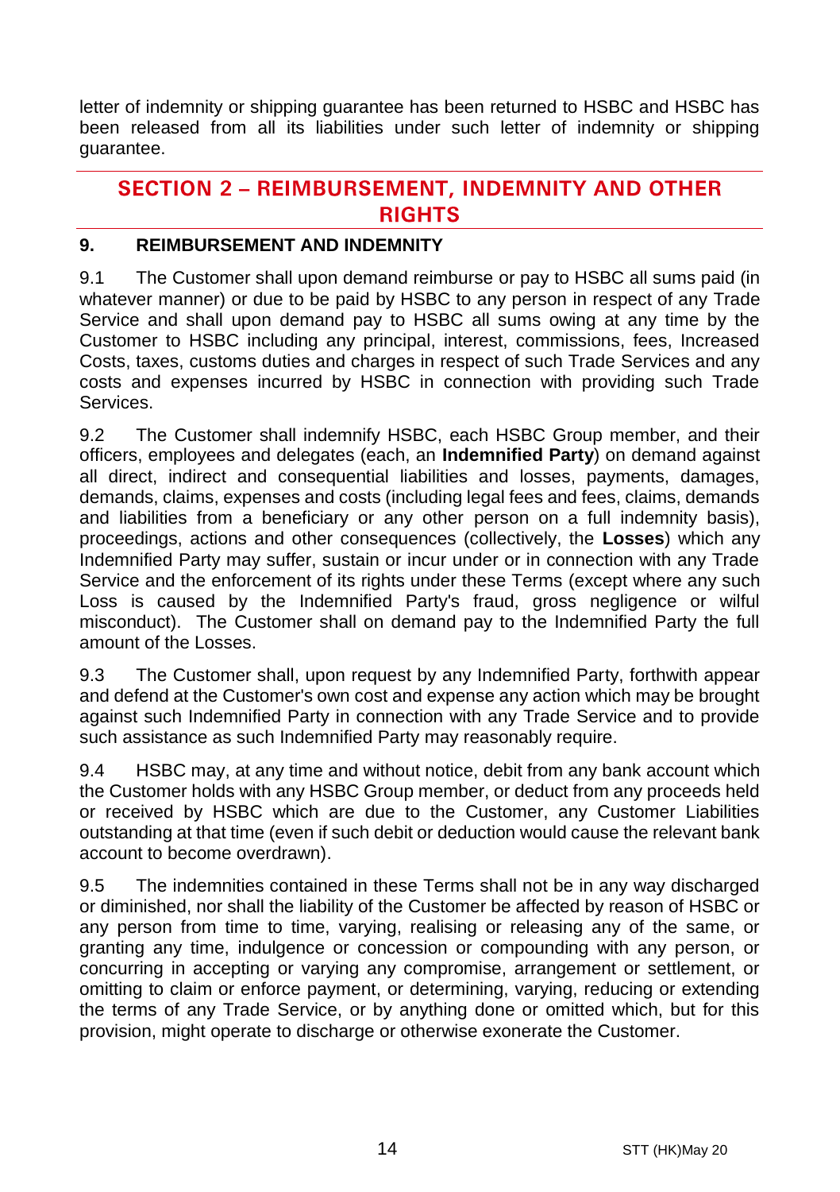letter of indemnity or shipping guarantee has been returned to HSBC and HSBC has been released from all its liabilities under such letter of indemnity or shipping guarantee.

## SECTION 2 – REIMBURSEMENT, INDEMNITY AND OTHER RIGHTS

### 9. REIMBURSEMENT AND INDEMNITY

9.1 The Customer shall upon demand reimburse or pay to HSBC all sums paid (in whatever manner) or due to be paid by HSBC to any person in respect of any Trade Service and shall upon demand pay to HSBC all sums owing at any time by the Customer to HSBC including any principal, interest, commissions, fees, Increased Costs, taxes, customs duties and charges in respect of such Trade Services and any costs and expenses incurred by HSBC in connection with providing such Trade Services.

9.2 The Customer shall indemnify HSBC, each HSBC Group member, and their officers, employees and delegates (each, an **Indemnified Party**) on demand against all direct, indirect and consequential liabilities and losses, payments, damages, demands, claims, expenses and costs (including legal fees and fees, claims, demands and liabilities from a beneficiary or any other person on a full indemnity basis), proceedings, actions and other consequences (collectively, the **Losses**) which any Indemnified Party may suffer, sustain or incur under or in connection with any Trade Service and the enforcement of its rights under these Terms (except where any such Loss is caused by the Indemnified Party's fraud, gross negligence or wilful misconduct). The Customer shall on demand pay to the Indemnified Party the full amount of the Losses.

9.3 The Customer shall, upon request by any Indemnified Party, forthwith appear and defend at the Customer's own cost and expense any action which may be brought against such Indemnified Party in connection with any Trade Service and to provide such assistance as such Indemnified Party may reasonably require.

9.4 HSBC may, at any time and without notice, debit from any bank account which the Customer holds with any HSBC Group member, or deduct from any proceeds held or received by HSBC which are due to the Customer, any Customer Liabilities outstanding at that time (even if such debit or deduction would cause the relevant bank account to become overdrawn).

9.5 The indemnities contained in these Terms shall not be in any way discharged or diminished, nor shall the liability of the Customer be affected by reason of HSBC or any person from time to time, varying, realising or releasing any of the same, or granting any time, indulgence or concession or compounding with any person, or concurring in accepting or varying any compromise, arrangement or settlement, or omitting to claim or enforce payment, or determining, varying, reducing or extending the terms of any Trade Service, or by anything done or omitted which, but for this provision, might operate to discharge or otherwise exonerate the Customer.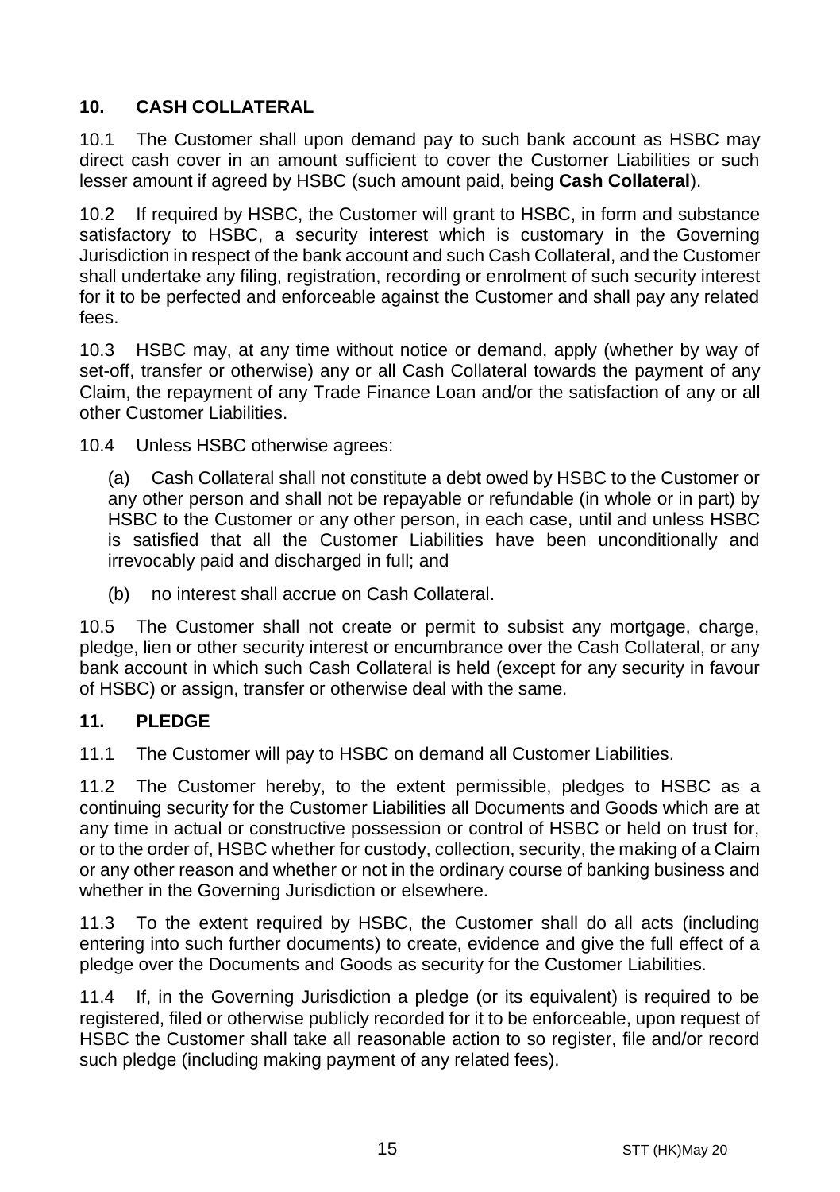## 10. CASH COLLATERAL

10.1 The Customer shall upon demand pay to such bank account as HSBC may direct cash cover in an amount sufficient to cover the Customer Liabilities or such lesser amount if agreed by HSBC (such amount paid, being **Cash Collateral**).

10.2 If required by HSBC, the Customer will grant to HSBC, in form and substance satisfactory to HSBC, a security interest which is customary in the Governing Jurisdiction in respect of the bank account and such Cash Collateral, and the Customer shall undertake any filing, registration, recording or enrolment of such security interest for it to be perfected and enforceable against the Customer and shall pay any related fees.

10.3 HSBC may, at any time without notice or demand, apply (whether by way of set-off, transfer or otherwise) any or all Cash Collateral towards the payment of any Claim, the repayment of any Trade Finance Loan and/or the satisfaction of any or all other Customer Liabilities.

10.4 Unless HSBC otherwise agrees:

(a) Cash Collateral shall not constitute a debt owed by HSBC to the Customer or any other person and shall not be repayable or refundable (in whole or in part) by HSBC to the Customer or any other person, in each case, until and unless HSBC is satisfied that all the Customer Liabilities have been unconditionally and irrevocably paid and discharged in full; and

(b) no interest shall accrue on Cash Collateral.

10.5 The Customer shall not create or permit to subsist any mortgage, charge, pledge, lien or other security interest or encumbrance over the Cash Collateral, or any bank account in which such Cash Collateral is held (except for any security in favour of HSBC) or assign, transfer or otherwise deal with the same.

## 11. PLEDGE

11.1 The Customer will pay to HSBC on demand all Customer Liabilities.

11.2 The Customer hereby, to the extent permissible, pledges to HSBC as a continuing security for the Customer Liabilities all Documents and Goods which are at any time in actual or constructive possession or control of HSBC or held on trust for, or to the order of, HSBC whether for custody, collection, security, the making of a Claim or any other reason and whether or not in the ordinary course of banking business and whether in the Governing Jurisdiction or elsewhere.

11.3 To the extent required by HSBC, the Customer shall do all acts (including entering into such further documents) to create, evidence and give the full effect of a pledge over the Documents and Goods as security for the Customer Liabilities.

11.4 If, in the Governing Jurisdiction a pledge (or its equivalent) is required to be registered, filed or otherwise publicly recorded for it to be enforceable, upon request of HSBC the Customer shall take all reasonable action to so register, file and/or record such pledge (including making payment of any related fees).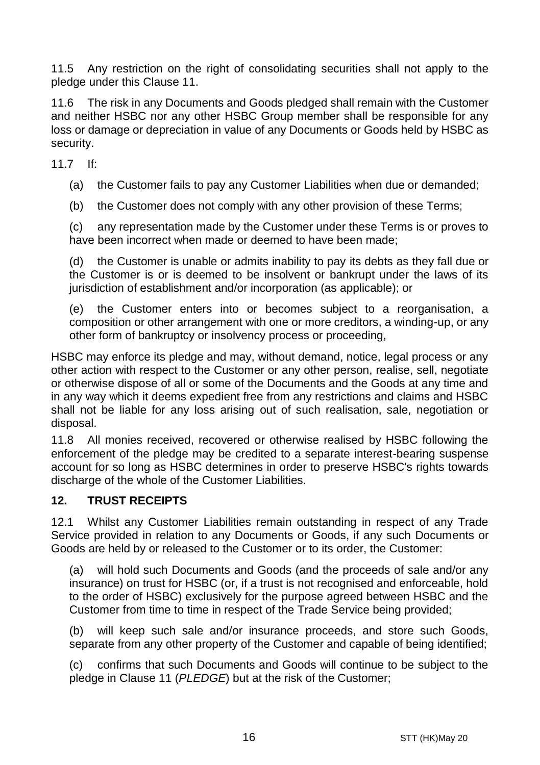11.5 Any restriction on the right of consolidating securities shall not apply to the pledge under this Clause 11.

11.6 The risk in any Documents and Goods pledged shall remain with the Customer and neither HSBC nor any other HSBC Group member shall be responsible for any loss or damage or depreciation in value of any Documents or Goods held by HSBC as security.

11.7 If:

(a) the Customer fails to pay any Customer Liabilities when due or demanded;

(b) the Customer does not comply with any other provision of these Terms;

(c) any representation made by the Customer under these Terms is or proves to have been incorrect when made or deemed to have been made;

(d) the Customer is unable or admits inability to pay its debts as they fall due or the Customer is or is deemed to be insolvent or bankrupt under the laws of its jurisdiction of establishment and/or incorporation (as applicable); or

(e) the Customer enters into or becomes subject to a reorganisation, a composition or other arrangement with one or more creditors, a winding-up, or any other form of bankruptcy or insolvency process or proceeding,

HSBC may enforce its pledge and may, without demand, notice, legal process or any other action with respect to the Customer or any other person, realise, sell, negotiate or otherwise dispose of all or some of the Documents and the Goods at any time and in any way which it deems expedient free from any restrictions and claims and HSBC shall not be liable for any loss arising out of such realisation, sale, negotiation or disposal.

11.8 All monies received, recovered or otherwise realised by HSBC following the enforcement of the pledge may be credited to a separate interest-bearing suspense account for so long as HSBC determines in order to preserve HSBC's rights towards discharge of the whole of the Customer Liabilities.

## 12. TRUST RECEIPTS

12.1 Whilst any Customer Liabilities remain outstanding in respect of any Trade Service provided in relation to any Documents or Goods, if any such Documents or Goods are held by or released to the Customer or to its order, the Customer:

(a) will hold such Documents and Goods (and the proceeds of sale and/or any insurance) on trust for HSBC (or, if a trust is not recognised and enforceable, hold to the order of HSBC) exclusively for the purpose agreed between HSBC and the Customer from time to time in respect of the Trade Service being provided;

(b) will keep such sale and/or insurance proceeds, and store such Goods, separate from any other property of the Customer and capable of being identified;

(c) confirms that such Documents and Goods will continue to be subject to the pledge in Clause 11 (*PLEDGE*) but at the risk of the Customer;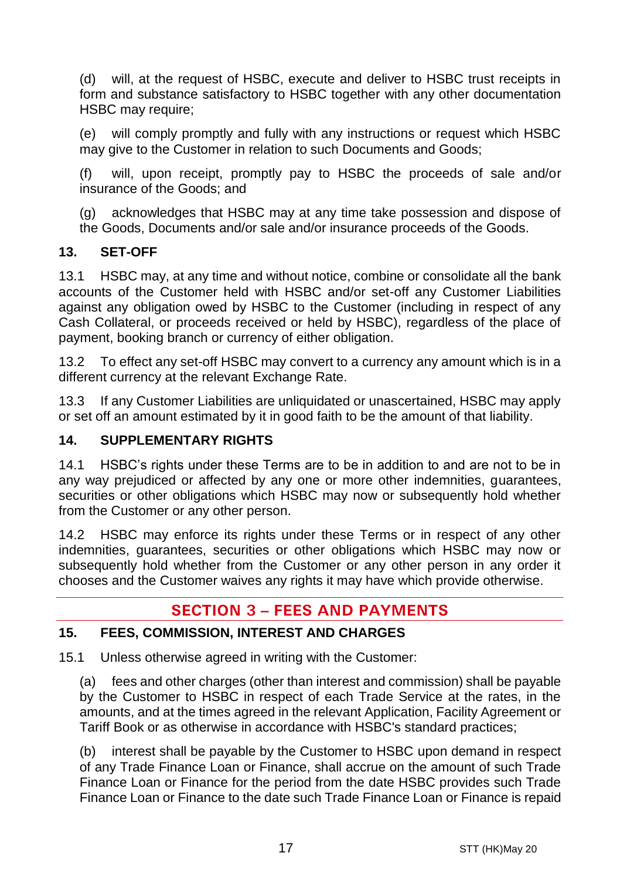(d) will, at the request of HSBC, execute and deliver to HSBC trust receipts in form and substance satisfactory to HSBC together with any other documentation HSBC may require;

(e) will comply promptly and fully with any instructions or request which HSBC may give to the Customer in relation to such Documents and Goods;

(f) will, upon receipt, promptly pay to HSBC the proceeds of sale and/or insurance of the Goods; and

(g) acknowledges that HSBC may at any time take possession and dispose of the Goods, Documents and/or sale and/or insurance proceeds of the Goods.

### 13. SET-OFF

13.1 HSBC may, at any time and without notice, combine or consolidate all the bank accounts of the Customer held with HSBC and/or set-off any Customer Liabilities against any obligation owed by HSBC to the Customer (including in respect of any Cash Collateral, or proceeds received or held by HSBC), regardless of the place of payment, booking branch or currency of either obligation.

13.2 To effect any set-off HSBC may convert to a currency any amount which is in a different currency at the relevant Exchange Rate.

13.3 If any Customer Liabilities are unliquidated or unascertained, HSBC may apply or set off an amount estimated by it in good faith to be the amount of that liability.

### 14. SUPPLEMENTARY RIGHTS

14.1 HSBC's rights under these Terms are to be in addition to and are not to be in any way prejudiced or affected by any one or more other indemnities, guarantees, securities or other obligations which HSBC may now or subsequently hold whether from the Customer or any other person.

14.2 HSBC may enforce its rights under these Terms or in respect of any other indemnities, guarantees, securities or other obligations which HSBC may now or subsequently hold whether from the Customer or any other person in any order it chooses and the Customer waives any rights it may have which provide otherwise.

## SECTION 3 – FEES AND PAYMENTS

### 15. FEES, COMMISSION, INTEREST AND CHARGES

15.1 Unless otherwise agreed in writing with the Customer:

(a) fees and other charges (other than interest and commission) shall be payable by the Customer to HSBC in respect of each Trade Service at the rates, in the amounts, and at the times agreed in the relevant Application, Facility Agreement or Tariff Book or as otherwise in accordance with HSBC's standard practices;

(b) interest shall be payable by the Customer to HSBC upon demand in respect of any Trade Finance Loan or Finance, shall accrue on the amount of such Trade Finance Loan or Finance for the period from the date HSBC provides such Trade Finance Loan or Finance to the date such Trade Finance Loan or Finance is repaid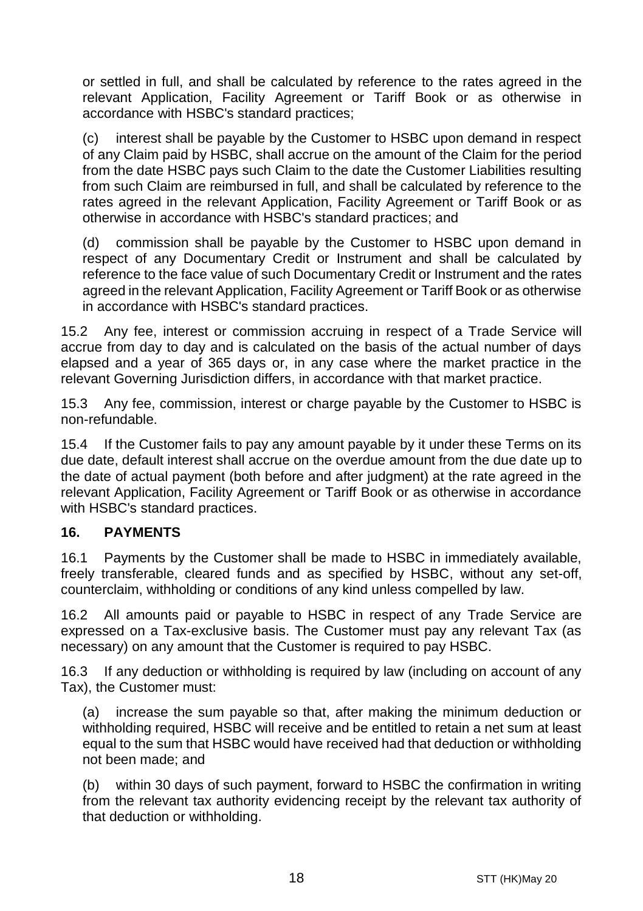or settled in full, and shall be calculated by reference to the rates agreed in the relevant Application, Facility Agreement or Tariff Book or as otherwise in accordance with HSBC's standard practices;

(c) interest shall be payable by the Customer to HSBC upon demand in respect of any Claim paid by HSBC, shall accrue on the amount of the Claim for the period from the date HSBC pays such Claim to the date the Customer Liabilities resulting from such Claim are reimbursed in full, and shall be calculated by reference to the rates agreed in the relevant Application, Facility Agreement or Tariff Book or as otherwise in accordance with HSBC's standard practices; and

(d) commission shall be payable by the Customer to HSBC upon demand in respect of any Documentary Credit or Instrument and shall be calculated by reference to the face value of such Documentary Credit or Instrument and the rates agreed in the relevant Application, Facility Agreement or Tariff Book or as otherwise in accordance with HSBC's standard practices.

15.2 Any fee, interest or commission accruing in respect of a Trade Service will accrue from day to day and is calculated on the basis of the actual number of days elapsed and a year of 365 days or, in any case where the market practice in the relevant Governing Jurisdiction differs, in accordance with that market practice.

15.3 Any fee, commission, interest or charge payable by the Customer to HSBC is non-refundable.

15.4 If the Customer fails to pay any amount payable by it under these Terms on its due date, default interest shall accrue on the overdue amount from the due date up to the date of actual payment (both before and after judgment) at the rate agreed in the relevant Application, Facility Agreement or Tariff Book or as otherwise in accordance with HSBC's standard practices.

## 16. PAYMENTS

16.1 Payments by the Customer shall be made to HSBC in immediately available, freely transferable, cleared funds and as specified by HSBC, without any set-off, counterclaim, withholding or conditions of any kind unless compelled by law.

16.2 All amounts paid or payable to HSBC in respect of any Trade Service are expressed on a Tax-exclusive basis. The Customer must pay any relevant Tax (as necessary) on any amount that the Customer is required to pay HSBC.

16.3 If any deduction or withholding is required by law (including on account of any Tax), the Customer must:

(a) increase the sum payable so that, after making the minimum deduction or withholding required, HSBC will receive and be entitled to retain a net sum at least equal to the sum that HSBC would have received had that deduction or withholding not been made; and

(b) within 30 days of such payment, forward to HSBC the confirmation in writing from the relevant tax authority evidencing receipt by the relevant tax authority of that deduction or withholding.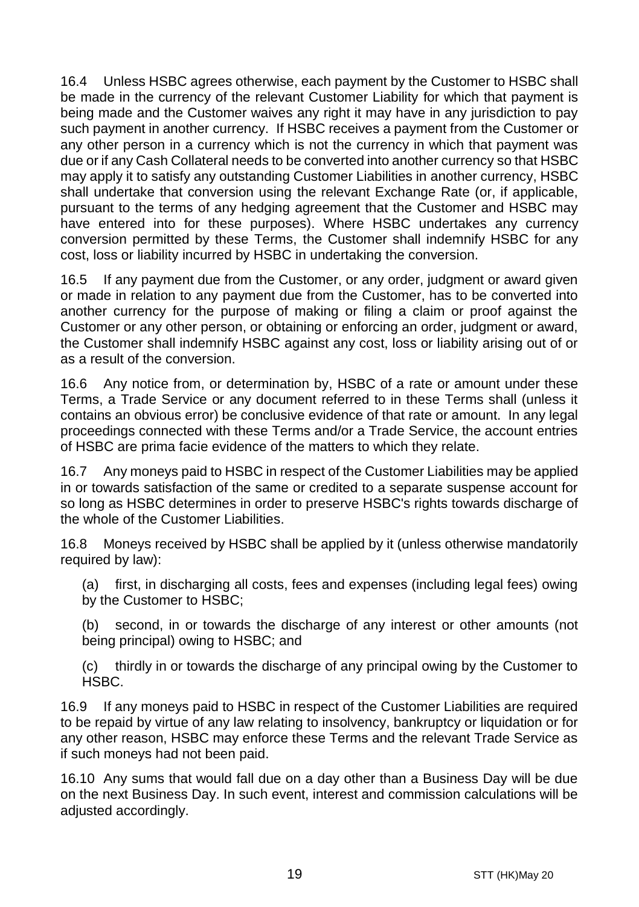16.4 Unless HSBC agrees otherwise, each payment by the Customer to HSBC shall be made in the currency of the relevant Customer Liability for which that payment is being made and the Customer waives any right it may have in any jurisdiction to pay such payment in another currency. If HSBC receives a payment from the Customer or any other person in a currency which is not the currency in which that payment was due or if any Cash Collateral needs to be converted into another currency so that HSBC may apply it to satisfy any outstanding Customer Liabilities in another currency, HSBC shall undertake that conversion using the relevant Exchange Rate (or, if applicable, pursuant to the terms of any hedging agreement that the Customer and HSBC may have entered into for these purposes). Where HSBC undertakes any currency conversion permitted by these Terms, the Customer shall indemnify HSBC for any cost, loss or liability incurred by HSBC in undertaking the conversion.

16.5 If any payment due from the Customer, or any order, judgment or award given or made in relation to any payment due from the Customer, has to be converted into another currency for the purpose of making or filing a claim or proof against the Customer or any other person, or obtaining or enforcing an order, judgment or award, the Customer shall indemnify HSBC against any cost, loss or liability arising out of or as a result of the conversion.

16.6 Any notice from, or determination by, HSBC of a rate or amount under these Terms, a Trade Service or any document referred to in these Terms shall (unless it contains an obvious error) be conclusive evidence of that rate or amount. In any legal proceedings connected with these Terms and/or a Trade Service, the account entries of HSBC are prima facie evidence of the matters to which they relate.

16.7 Any moneys paid to HSBC in respect of the Customer Liabilities may be applied in or towards satisfaction of the same or credited to a separate suspense account for so long as HSBC determines in order to preserve HSBC's rights towards discharge of the whole of the Customer Liabilities.

16.8 Moneys received by HSBC shall be applied by it (unless otherwise mandatorily required by law):

(a) first, in discharging all costs, fees and expenses (including legal fees) owing by the Customer to HSBC;

(b) second, in or towards the discharge of any interest or other amounts (not being principal) owing to HSBC; and

(c) thirdly in or towards the discharge of any principal owing by the Customer to HSBC.

16.9 If any moneys paid to HSBC in respect of the Customer Liabilities are required to be repaid by virtue of any law relating to insolvency, bankruptcy or liquidation or for any other reason, HSBC may enforce these Terms and the relevant Trade Service as if such moneys had not been paid.

16.10 Any sums that would fall due on a day other than a Business Day will be due on the next Business Day. In such event, interest and commission calculations will be adjusted accordingly.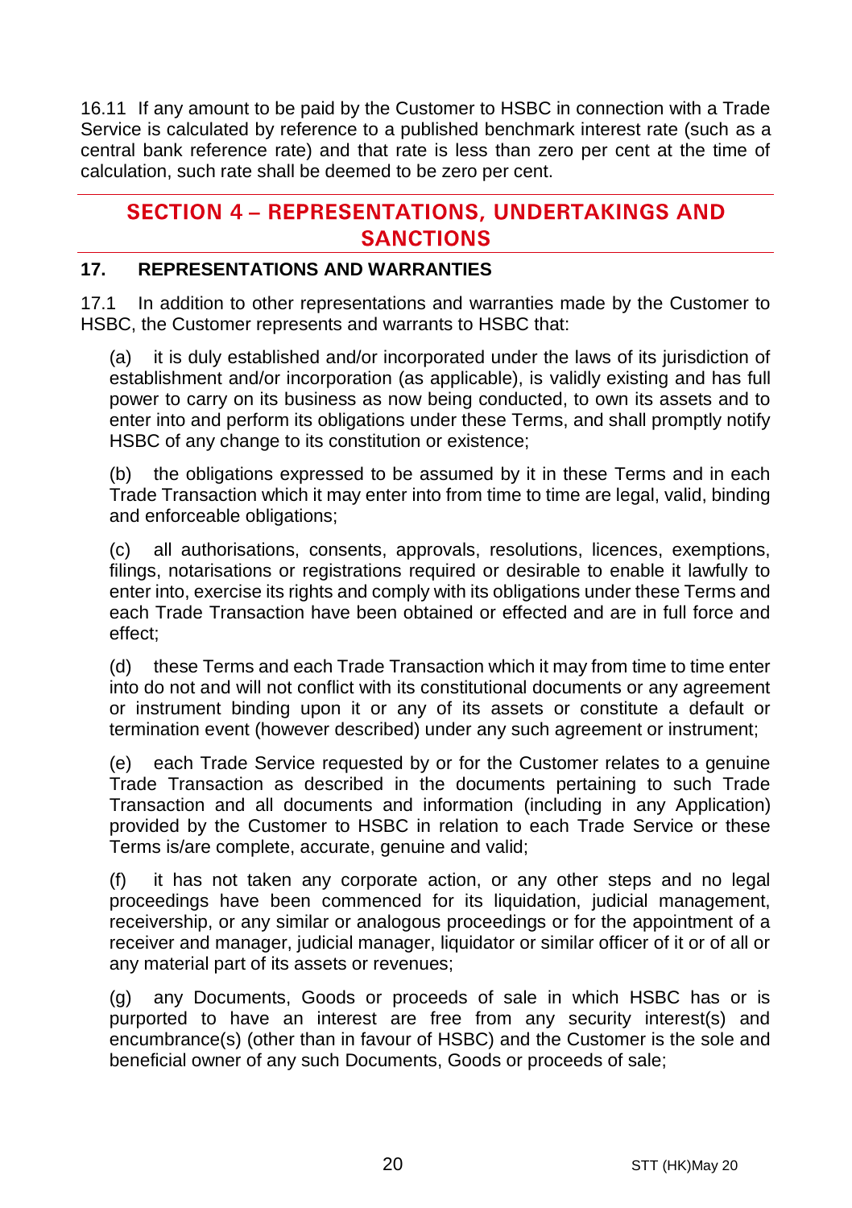16.11 If any amount to be paid by the Customer to HSBC in connection with a Trade Service is calculated by reference to a published benchmark interest rate (such as a central bank reference rate) and that rate is less than zero per cent at the time of calculation, such rate shall be deemed to be zero per cent.

## SECTION 4 – REPRESENTATIONS, UNDERTAKINGS AND SANCTIONS

### 17. REPRESENTATIONS AND WARRANTIES

17.1 In addition to other representations and warranties made by the Customer to HSBC, the Customer represents and warrants to HSBC that:

(a) it is duly established and/or incorporated under the laws of its jurisdiction of establishment and/or incorporation (as applicable), is validly existing and has full power to carry on its business as now being conducted, to own its assets and to enter into and perform its obligations under these Terms, and shall promptly notify HSBC of any change to its constitution or existence;

(b) the obligations expressed to be assumed by it in these Terms and in each Trade Transaction which it may enter into from time to time are legal, valid, binding and enforceable obligations;

(c) all authorisations, consents, approvals, resolutions, licences, exemptions, filings, notarisations or registrations required or desirable to enable it lawfully to enter into, exercise its rights and comply with its obligations under these Terms and each Trade Transaction have been obtained or effected and are in full force and effect;

(d) these Terms and each Trade Transaction which it may from time to time enter into do not and will not conflict with its constitutional documents or any agreement or instrument binding upon it or any of its assets or constitute a default or termination event (however described) under any such agreement or instrument;

(e) each Trade Service requested by or for the Customer relates to a genuine Trade Transaction as described in the documents pertaining to such Trade Transaction and all documents and information (including in any Application) provided by the Customer to HSBC in relation to each Trade Service or these Terms is/are complete, accurate, genuine and valid;

(f) it has not taken any corporate action, or any other steps and no legal proceedings have been commenced for its liquidation, judicial management, receivership, or any similar or analogous proceedings or for the appointment of a receiver and manager, judicial manager, liquidator or similar officer of it or of all or any material part of its assets or revenues;

(g) any Documents, Goods or proceeds of sale in which HSBC has or is purported to have an interest are free from any security interest(s) and encumbrance(s) (other than in favour of HSBC) and the Customer is the sole and beneficial owner of any such Documents, Goods or proceeds of sale;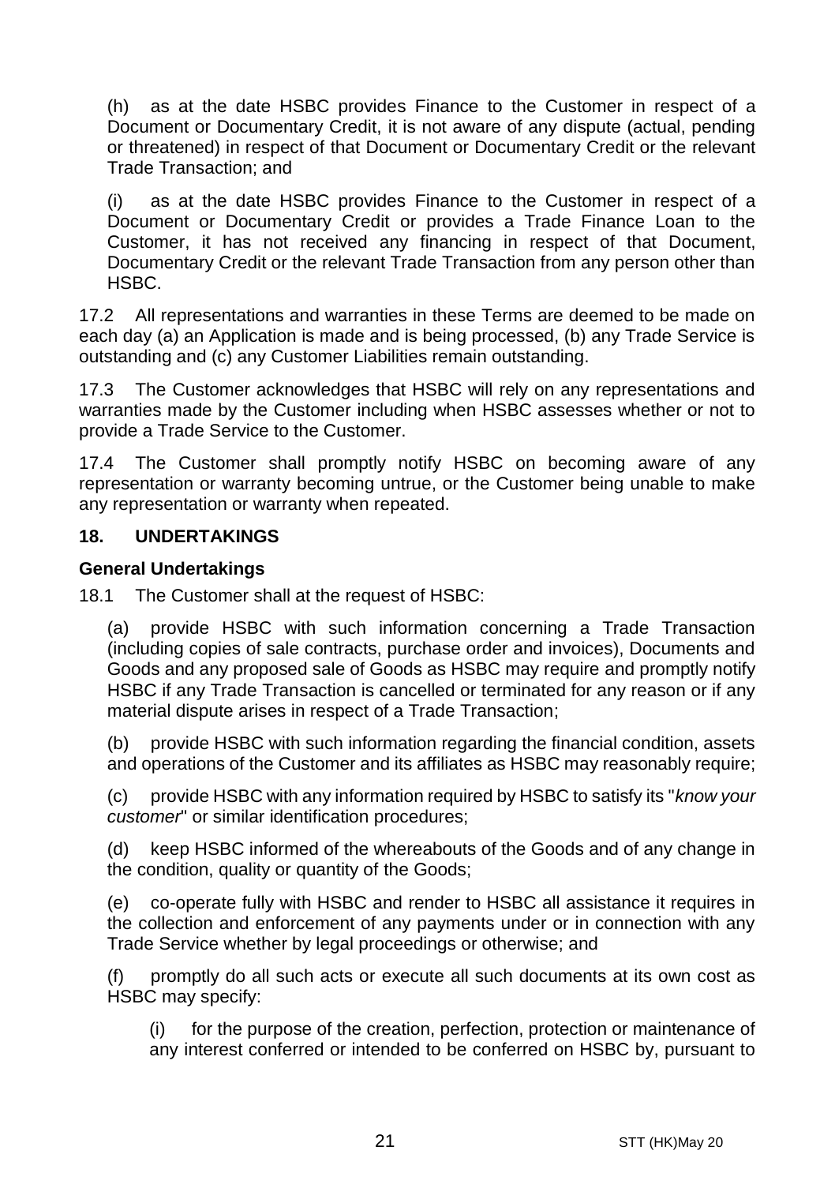(h) as at the date HSBC provides Finance to the Customer in respect of a Document or Documentary Credit, it is not aware of any dispute (actual, pending or threatened) in respect of that Document or Documentary Credit or the relevant Trade Transaction; and

(i) as at the date HSBC provides Finance to the Customer in respect of a Document or Documentary Credit or provides a Trade Finance Loan to the Customer, it has not received any financing in respect of that Document, Documentary Credit or the relevant Trade Transaction from any person other than HSBC.

17.2 All representations and warranties in these Terms are deemed to be made on each day (a) an Application is made and is being processed, (b) any Trade Service is outstanding and (c) any Customer Liabilities remain outstanding.

17.3 The Customer acknowledges that HSBC will rely on any representations and warranties made by the Customer including when HSBC assesses whether or not to provide a Trade Service to the Customer.

17.4 The Customer shall promptly notify HSBC on becoming aware of any representation or warranty becoming untrue, or the Customer being unable to make any representation or warranty when repeated.

## 18. UNDERTAKINGS

### General Undertakings

18.1 The Customer shall at the request of HSBC:

(a) provide HSBC with such information concerning a Trade Transaction (including copies of sale contracts, purchase order and invoices), Documents and Goods and any proposed sale of Goods as HSBC may require and promptly notify HSBC if any Trade Transaction is cancelled or terminated for any reason or if any material dispute arises in respect of a Trade Transaction;

(b) provide HSBC with such information regarding the financial condition, assets and operations of the Customer and its affiliates as HSBC may reasonably require;

(c) provide HSBC with any information required by HSBC to satisfy its "*know your customer*" or similar identification procedures;

(d) keep HSBC informed of the whereabouts of the Goods and of any change in the condition, quality or quantity of the Goods;

(e) co-operate fully with HSBC and render to HSBC all assistance it requires in the collection and enforcement of any payments under or in connection with any Trade Service whether by legal proceedings or otherwise; and

(f) promptly do all such acts or execute all such documents at its own cost as HSBC may specify:

(i) for the purpose of the creation, perfection, protection or maintenance of any interest conferred or intended to be conferred on HSBC by, pursuant to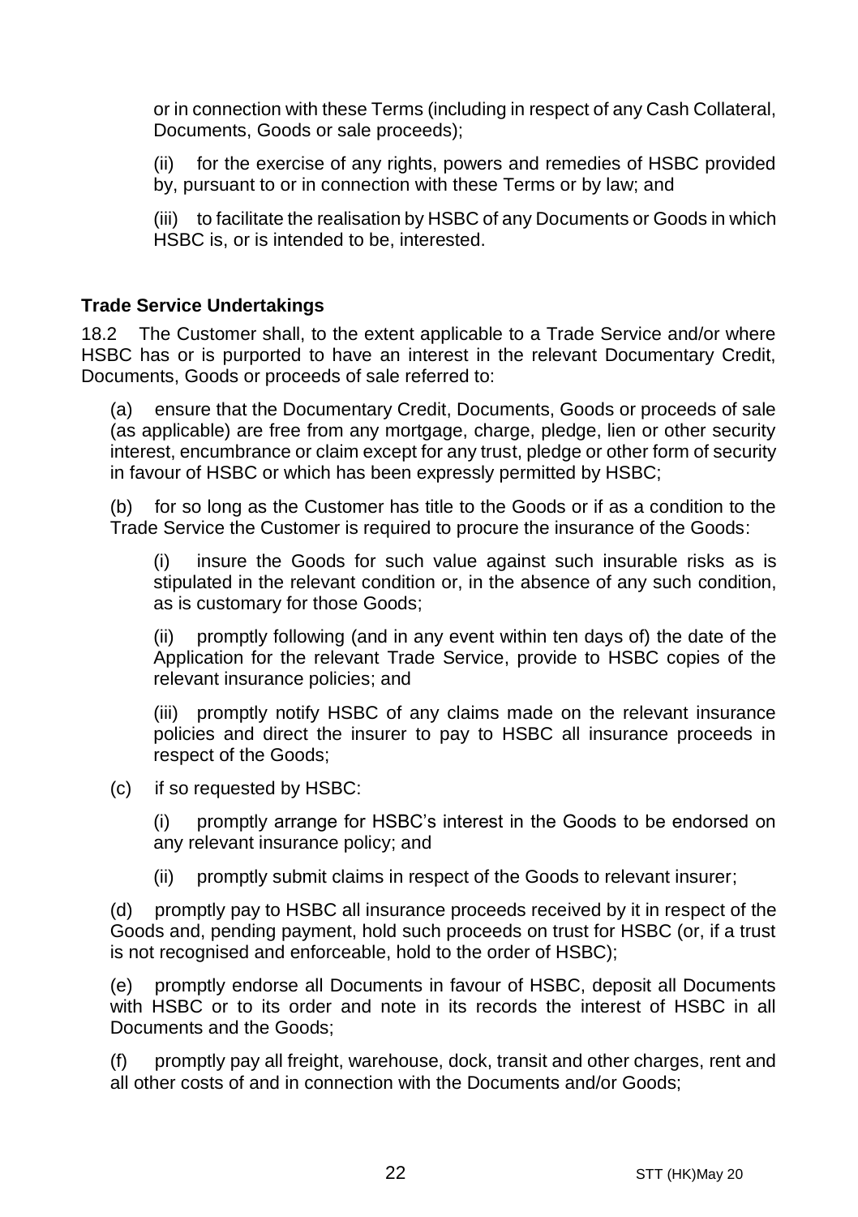or in connection with these Terms (including in respect of any Cash Collateral, Documents, Goods or sale proceeds);

(ii) for the exercise of any rights, powers and remedies of HSBC provided by, pursuant to or in connection with these Terms or by law; and

(iii) to facilitate the realisation by HSBC of any Documents or Goods in which HSBC is, or is intended to be, interested.

**Trade Service Undertakings**

18.2 The Customer shall, to the extent applicable to a Trade Service and/or where HSBC has or is purported to have an interest in the relevant Documentary Credit, Documents, Goods or proceeds of sale referred to:

(a) ensure that the Documentary Credit, Documents, Goods or proceeds of sale (as applicable) are free from any mortgage, charge, pledge, lien or other security interest, encumbrance or claim except for any trust, pledge or other form of security in favour of HSBC or which has been expressly permitted by HSBC;

(b) for so long as the Customer has title to the Goods or if as a condition to the Trade Service the Customer is required to procure the insurance of the Goods:

(i) insure the Goods for such value against such insurable risks as is stipulated in the relevant condition or, in the absence of any such condition, as is customary for those Goods;

(ii) promptly following (and in any event within ten days of) the date of the Application for the relevant Trade Service, provide to HSBC copies of the relevant insurance policies; and

(iii) promptly notify HSBC of any claims made on the relevant insurance policies and direct the insurer to pay to HSBC all insurance proceeds in respect of the Goods;

(c) if so requested by HSBC:

(i) promptly arrange for HSBC's interest in the Goods to be endorsed on any relevant insurance policy; and

(ii) promptly submit claims in respect of the Goods to relevant insurer;

(d) promptly pay to HSBC all insurance proceeds received by it in respect of the Goods and, pending payment, hold such proceeds on trust for HSBC (or, if a trust is not recognised and enforceable, hold to the order of HSBC);

(e) promptly endorse all Documents in favour of HSBC, deposit all Documents with HSBC or to its order and note in its records the interest of HSBC in all Documents and the Goods;

(f) promptly pay all freight, warehouse, dock, transit and other charges, rent and all other costs of and in connection with the Documents and/or Goods;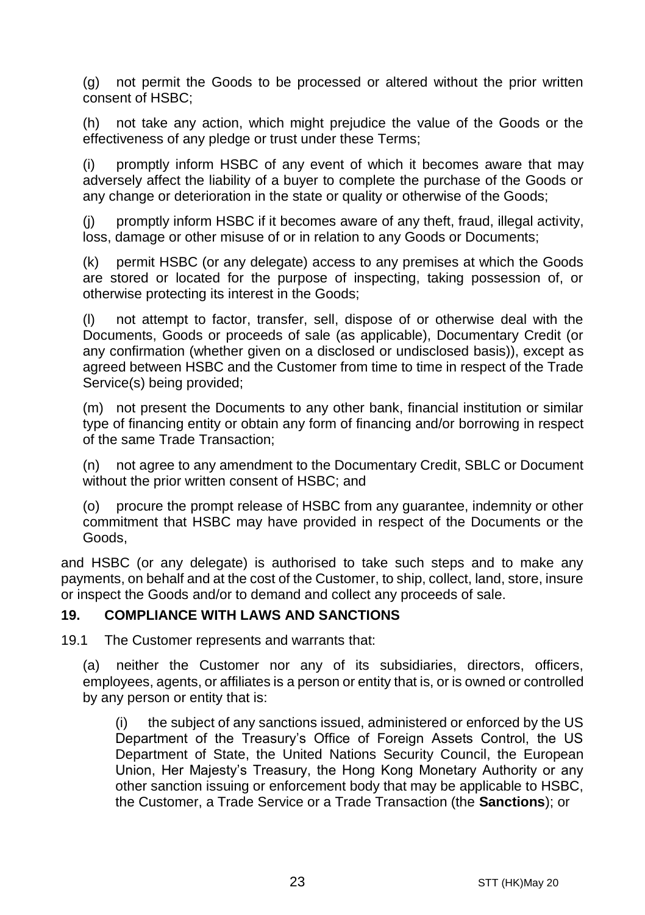(g) not permit the Goods to be processed or altered without the prior written consent of HSBC;

(h) not take any action, which might prejudice the value of the Goods or the effectiveness of any pledge or trust under these Terms;

(i) promptly inform HSBC of any event of which it becomes aware that may adversely affect the liability of a buyer to complete the purchase of the Goods or any change or deterioration in the state or quality or otherwise of the Goods;

(j) promptly inform HSBC if it becomes aware of any theft, fraud, illegal activity, loss, damage or other misuse of or in relation to any Goods or Documents;

(k) permit HSBC (or any delegate) access to any premises at which the Goods are stored or located for the purpose of inspecting, taking possession of, or otherwise protecting its interest in the Goods;

(l) not attempt to factor, transfer, sell, dispose of or otherwise deal with the Documents, Goods or proceeds of sale (as applicable), Documentary Credit (or any confirmation (whether given on a disclosed or undisclosed basis)), except as agreed between HSBC and the Customer from time to time in respect of the Trade Service(s) being provided;

(m) not present the Documents to any other bank, financial institution or similar type of financing entity or obtain any form of financing and/or borrowing in respect of the same Trade Transaction;

(n) not agree to any amendment to the Documentary Credit, SBLC or Document without the prior written consent of HSBC; and

(o) procure the prompt release of HSBC from any guarantee, indemnity or other commitment that HSBC may have provided in respect of the Documents or the Goods,

and HSBC (or any delegate) is authorised to take such steps and to make any payments, on behalf and at the cost of the Customer, to ship, collect, land, store, insure or inspect the Goods and/or to demand and collect any proceeds of sale.

## 19. COMPLIANCE WITH LAWS AND SANCTIONS

19.1 The Customer represents and warrants that:

(a) neither the Customer nor any of its subsidiaries, directors, officers, employees, agents, or affiliates is a person or entity that is, or is owned or controlled by any person or entity that is:

(i) the subject of any sanctions issued, administered or enforced by the US Department of the Treasury's Office of Foreign Assets Control, the US Department of State, the United Nations Security Council, the European Union, Her Majesty's Treasury, the Hong Kong Monetary Authority or any other sanction issuing or enforcement body that may be applicable to HSBC, the Customer, a Trade Service or a Trade Transaction (the **Sanctions**); or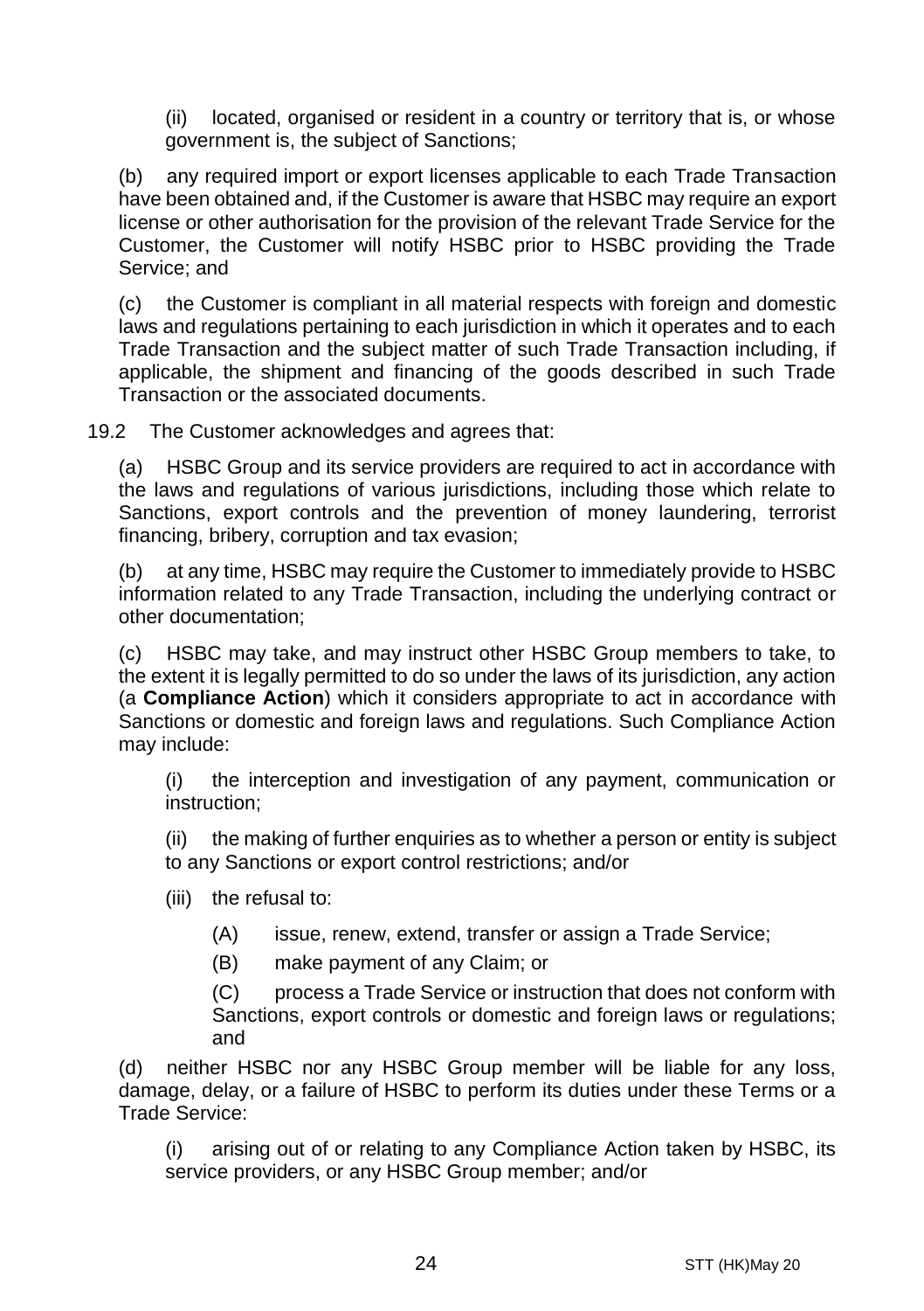(ii) located, organised or resident in a country or territory that is, or whose government is, the subject of Sanctions;

(b) any required import or export licenses applicable to each Trade Transaction have been obtained and, if the Customer is aware that HSBC may require an export license or other authorisation for the provision of the relevant Trade Service for the Customer, the Customer will notify HSBC prior to HSBC providing the Trade Service; and

(c) the Customer is compliant in all material respects with foreign and domestic laws and regulations pertaining to each jurisdiction in which it operates and to each Trade Transaction and the subject matter of such Trade Transaction including, if applicable, the shipment and financing of the goods described in such Trade Transaction or the associated documents.

19.2 The Customer acknowledges and agrees that:

(a) HSBC Group and its service providers are required to act in accordance with the laws and regulations of various jurisdictions, including those which relate to Sanctions, export controls and the prevention of money laundering, terrorist financing, bribery, corruption and tax evasion;

(b) at any time, HSBC may require the Customer to immediately provide to HSBC information related to any Trade Transaction, including the underlying contract or other documentation;

(c) HSBC may take, and may instruct other HSBC Group members to take, to the extent it is legally permitted to do so under the laws of its jurisdiction, any action (a **Compliance Action**) which it considers appropriate to act in accordance with Sanctions or domestic and foreign laws and regulations. Such Compliance Action may include:

(i) the interception and investigation of any payment, communication or instruction;

(ii) the making of further enquiries as to whether a person or entity is subject to any Sanctions or export control restrictions; and/or

(iii) the refusal to:

(A) issue, renew, extend, transfer or assign a Trade Service;

(B) make payment of any Claim; or

(C) process a Trade Service or instruction that does not conform with Sanctions, export controls or domestic and foreign laws or regulations; and

(d) neither HSBC nor any HSBC Group member will be liable for any loss, damage, delay, or a failure of HSBC to perform its duties under these Terms or a Trade Service:

(i) arising out of or relating to any Compliance Action taken by HSBC, its service providers, or any HSBC Group member; and/or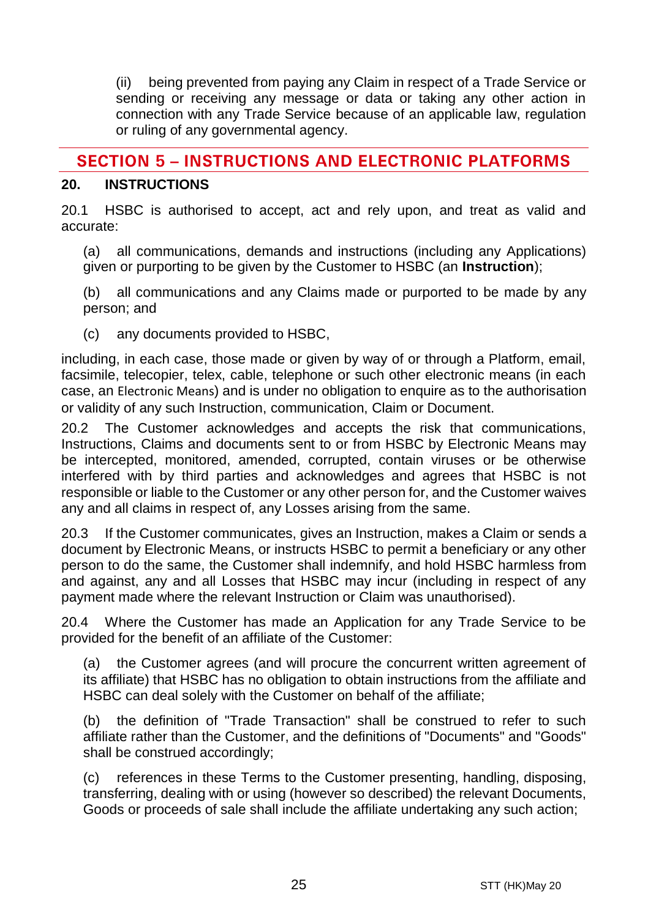(ii) being prevented from paying any Claim in respect of a Trade Service or sending or receiving any message or data or taking any other action in connection with any Trade Service because of an applicable law, regulation or ruling of any governmental agency.

## SECTION 5 – INSTRUCTIONS AND ELECTRONIC PLATFORMS

### 20. INSTRUCTIONS

20.1 HSBC is authorised to accept, act and rely upon, and treat as valid and accurate:

(a) all communications, demands and instructions (including any Applications) given or purporting to be given by the Customer to HSBC (an **Instruction**);

(b) all communications and any Claims made or purported to be made by any person; and

(c) any documents provided to HSBC,

including, in each case, those made or given by way of or through a Platform, email, facsimile, telecopier, telex, cable, telephone or such other electronic means (in each case, an Electronic Means) and is under no obligation to enquire as to the authorisation or validity of any such Instruction, communication, Claim or Document.

20.2 The Customer acknowledges and accepts the risk that communications, Instructions, Claims and documents sent to or from HSBC by Electronic Means may be intercepted, monitored, amended, corrupted, contain viruses or be otherwise interfered with by third parties and acknowledges and agrees that HSBC is not responsible or liable to the Customer or any other person for, and the Customer waives any and all claims in respect of, any Losses arising from the same.

20.3 If the Customer communicates, gives an Instruction, makes a Claim or sends a document by Electronic Means, or instructs HSBC to permit a beneficiary or any other person to do the same, the Customer shall indemnify, and hold HSBC harmless from and against, any and all Losses that HSBC may incur (including in respect of any payment made where the relevant Instruction or Claim was unauthorised).

20.4 Where the Customer has made an Application for any Trade Service to be provided for the benefit of an affiliate of the Customer:

(a) the Customer agrees (and will procure the concurrent written agreement of its affiliate) that HSBC has no obligation to obtain instructions from the affiliate and HSBC can deal solely with the Customer on behalf of the affiliate;

(b) the definition of "Trade Transaction" shall be construed to refer to such affiliate rather than the Customer, and the definitions of "Documents" and "Goods" shall be construed accordingly;

(c) references in these Terms to the Customer presenting, handling, disposing, transferring, dealing with or using (however so described) the relevant Documents, Goods or proceeds of sale shall include the affiliate undertaking any such action;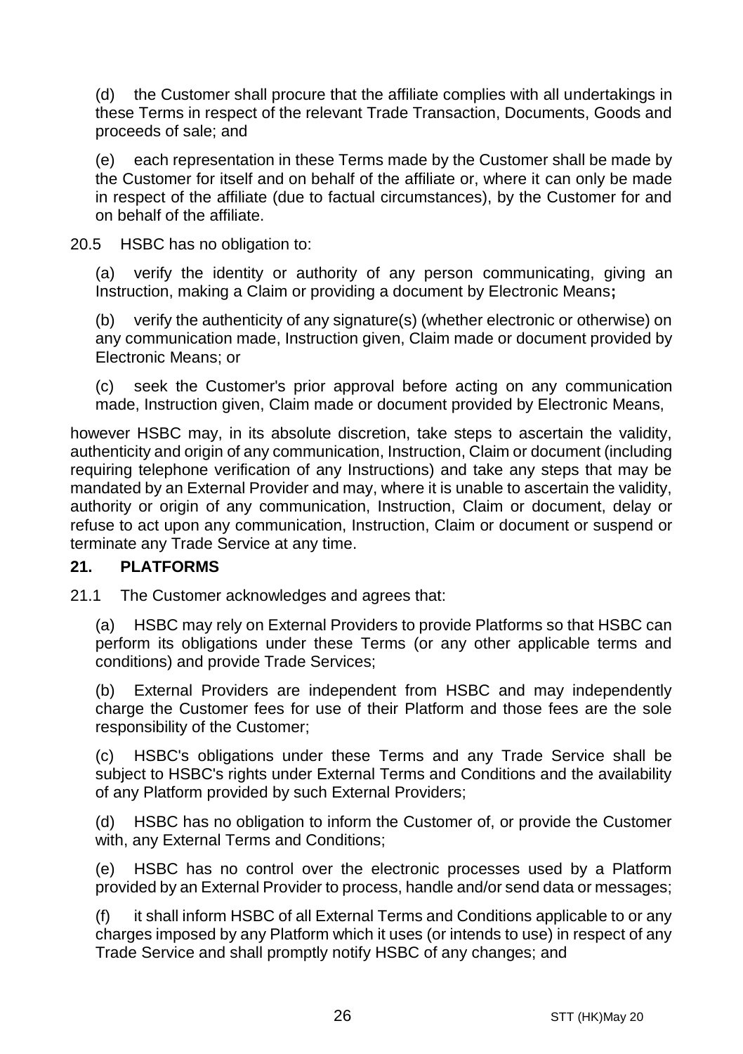(d) the Customer shall procure that the affiliate complies with all undertakings in these Terms in respect of the relevant Trade Transaction, Documents, Goods and proceeds of sale; and

(e) each representation in these Terms made by the Customer shall be made by the Customer for itself and on behalf of the affiliate or, where it can only be made in respect of the affiliate (due to factual circumstances), by the Customer for and on behalf of the affiliate.

20.5 HSBC has no obligation to:

(a) verify the identity or authority of any person communicating, giving an Instruction, making a Claim or providing a document by Electronic Means**;**

(b) verify the authenticity of any signature(s) (whether electronic or otherwise) on any communication made, Instruction given, Claim made or document provided by Electronic Means; or

(c) seek the Customer's prior approval before acting on any communication made, Instruction given, Claim made or document provided by Electronic Means,

however HSBC may, in its absolute discretion, take steps to ascertain the validity, authenticity and origin of any communication, Instruction, Claim or document (including requiring telephone verification of any Instructions) and take any steps that may be mandated by an External Provider and may, where it is unable to ascertain the validity, authority or origin of any communication, Instruction, Claim or document, delay or refuse to act upon any communication, Instruction, Claim or document or suspend or terminate any Trade Service at any time.

## 21. PLATFORMS

21.1 The Customer acknowledges and agrees that:

(a) HSBC may rely on External Providers to provide Platforms so that HSBC can perform its obligations under these Terms (or any other applicable terms and conditions) and provide Trade Services;

(b) External Providers are independent from HSBC and may independently charge the Customer fees for use of their Platform and those fees are the sole responsibility of the Customer;

(c) HSBC's obligations under these Terms and any Trade Service shall be subject to HSBC's rights under External Terms and Conditions and the availability of any Platform provided by such External Providers;

(d) HSBC has no obligation to inform the Customer of, or provide the Customer with, any External Terms and Conditions;

(e) HSBC has no control over the electronic processes used by a Platform provided by an External Provider to process, handle and/or send data or messages;

(f) it shall inform HSBC of all External Terms and Conditions applicable to or any charges imposed by any Platform which it uses (or intends to use) in respect of any Trade Service and shall promptly notify HSBC of any changes; and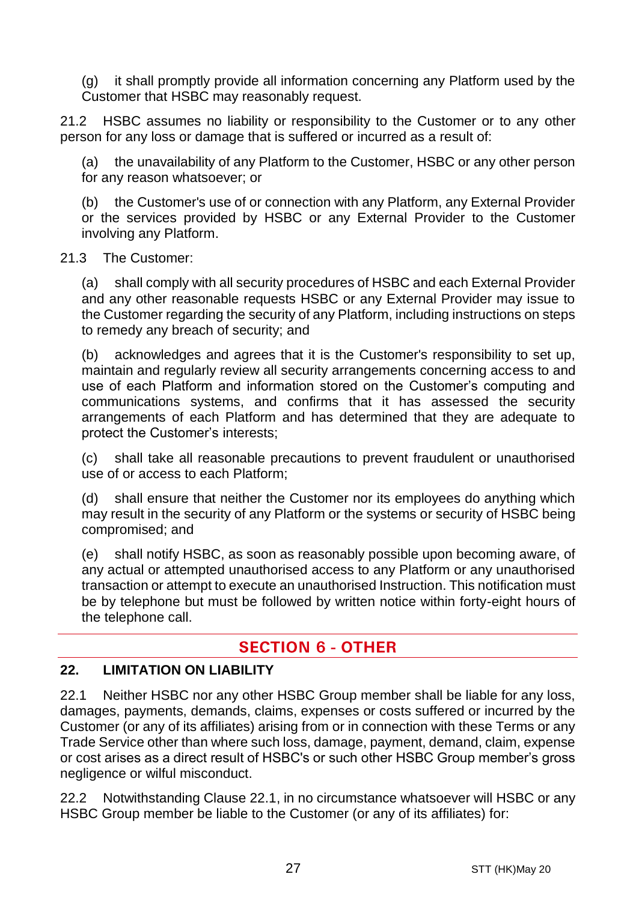(g) it shall promptly provide all information concerning any Platform used by the Customer that HSBC may reasonably request.

21.2 HSBC assumes no liability or responsibility to the Customer or to any other person for any loss or damage that is suffered or incurred as a result of:

(a) the unavailability of any Platform to the Customer, HSBC or any other person for any reason whatsoever; or

(b) the Customer's use of or connection with any Platform, any External Provider or the services provided by HSBC or any External Provider to the Customer involving any Platform.

21.3 The Customer:

(a) shall comply with all security procedures of HSBC and each External Provider and any other reasonable requests HSBC or any External Provider may issue to the Customer regarding the security of any Platform, including instructions on steps to remedy any breach of security; and

(b) acknowledges and agrees that it is the Customer's responsibility to set up, maintain and regularly review all security arrangements concerning access to and use of each Platform and information stored on the Customer's computing and communications systems, and confirms that it has assessed the security arrangements of each Platform and has determined that they are adequate to protect the Customer's interests;

(c) shall take all reasonable precautions to prevent fraudulent or unauthorised use of or access to each Platform;

(d) shall ensure that neither the Customer nor its employees do anything which may result in the security of any Platform or the systems or security of HSBC being compromised; and

(e) shall notify HSBC, as soon as reasonably possible upon becoming aware, of any actual or attempted unauthorised access to any Platform or any unauthorised transaction or attempt to execute an unauthorised Instruction. This notification must be by telephone but must be followed by written notice within forty-eight hours of the telephone call.

## SECTION 6 - OTHER

### 22. LIMITATION ON LIABILITY

22.1 Neither HSBC nor any other HSBC Group member shall be liable for any loss, damages, payments, demands, claims, expenses or costs suffered or incurred by the Customer (or any of its affiliates) arising from or in connection with these Terms or any Trade Service other than where such loss, damage, payment, demand, claim, expense or cost arises as a direct result of HSBC's or such other HSBC Group member's gross negligence or wilful misconduct.

22.2 Notwithstanding Clause 22.1, in no circumstance whatsoever will HSBC or any HSBC Group member be liable to the Customer (or any of its affiliates) for: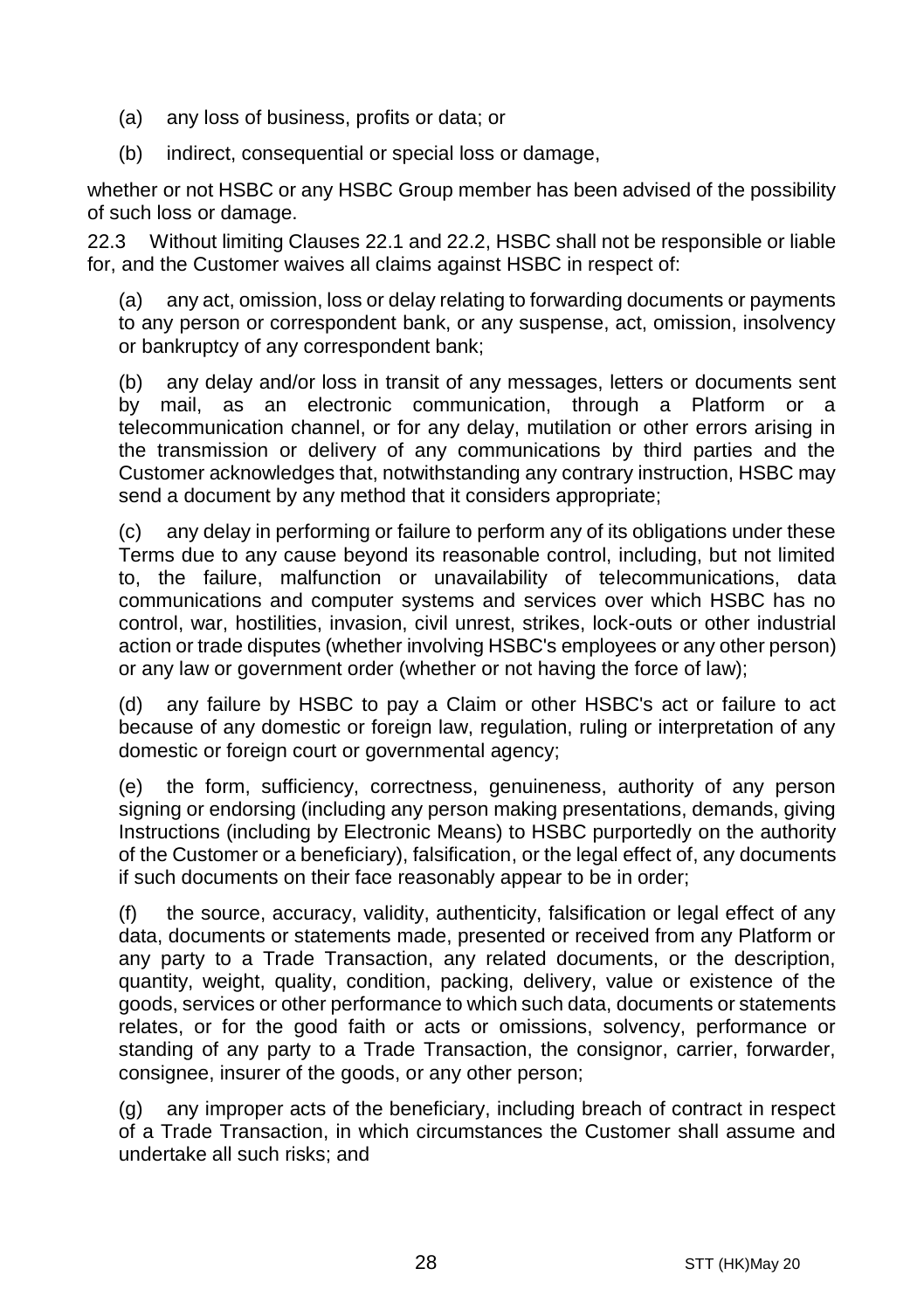(a) any loss of business, profits or data; or

(b) indirect, consequential or special loss or damage,

whether or not HSBC or any HSBC Group member has been advised of the possibility of such loss or damage.

22.3 Without limiting Clauses 22.1 and 22.2, HSBC shall not be responsible or liable for, and the Customer waives all claims against HSBC in respect of:

(a) any act, omission, loss or delay relating to forwarding documents or payments to any person or correspondent bank, or any suspense, act, omission, insolvency or bankruptcy of any correspondent bank;

(b) any delay and/or loss in transit of any messages, letters or documents sent by mail, as an electronic communication, through a Platform or a telecommunication channel, or for any delay, mutilation or other errors arising in the transmission or delivery of any communications by third parties and the Customer acknowledges that, notwithstanding any contrary instruction, HSBC may send a document by any method that it considers appropriate;

(c) any delay in performing or failure to perform any of its obligations under these Terms due to any cause beyond its reasonable control, including, but not limited to, the failure, malfunction or unavailability of telecommunications, data communications and computer systems and services over which HSBC has no control, war, hostilities, invasion, civil unrest, strikes, lock-outs or other industrial action or trade disputes (whether involving HSBC's employees or any other person) or any law or government order (whether or not having the force of law);

(d) any failure by HSBC to pay a Claim or other HSBC's act or failure to act because of any domestic or foreign law, regulation, ruling or interpretation of any domestic or foreign court or governmental agency;

(e) the form, sufficiency, correctness, genuineness, authority of any person signing or endorsing (including any person making presentations, demands, giving Instructions (including by Electronic Means) to HSBC purportedly on the authority of the Customer or a beneficiary), falsification, or the legal effect of, any documents if such documents on their face reasonably appear to be in order;

(f) the source, accuracy, validity, authenticity, falsification or legal effect of any data, documents or statements made, presented or received from any Platform or any party to a Trade Transaction, any related documents, or the description, quantity, weight, quality, condition, packing, delivery, value or existence of the goods, services or other performance to which such data, documents or statements relates, or for the good faith or acts or omissions, solvency, performance or standing of any party to a Trade Transaction, the consignor, carrier, forwarder, consignee, insurer of the goods, or any other person;

(g) any improper acts of the beneficiary, including breach of contract in respect of a Trade Transaction, in which circumstances the Customer shall assume and undertake all such risks; and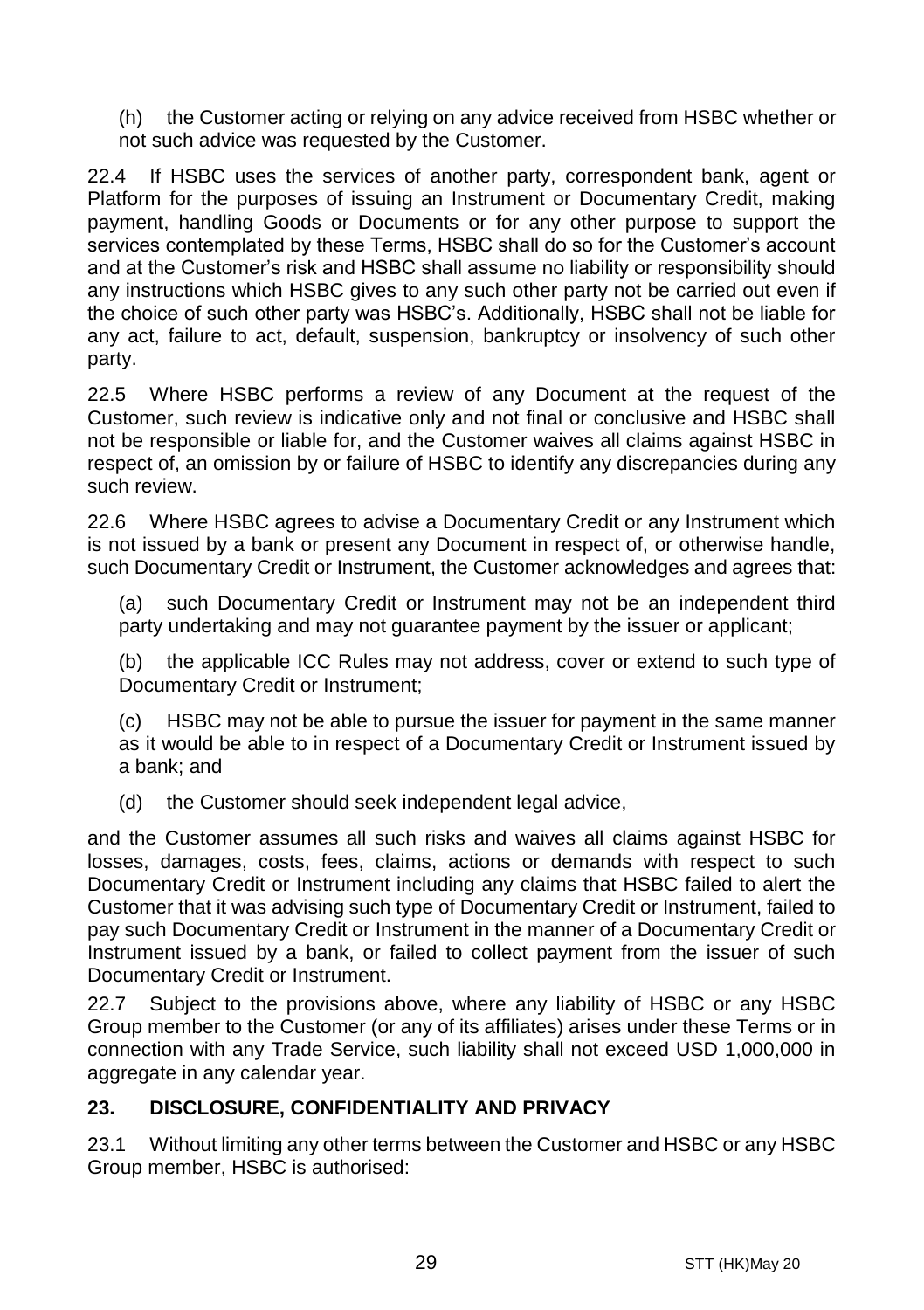(h) the Customer acting or relying on any advice received from HSBC whether or not such advice was requested by the Customer.

22.4 If HSBC uses the services of another party, correspondent bank, agent or Platform for the purposes of issuing an Instrument or Documentary Credit, making payment, handling Goods or Documents or for any other purpose to support the services contemplated by these Terms, HSBC shall do so for the Customer's account and at the Customer's risk and HSBC shall assume no liability or responsibility should any instructions which HSBC gives to any such other party not be carried out even if the choice of such other party was HSBC's. Additionally, HSBC shall not be liable for any act, failure to act, default, suspension, bankruptcy or insolvency of such other party.

22.5 Where HSBC performs a review of any Document at the request of the Customer, such review is indicative only and not final or conclusive and HSBC shall not be responsible or liable for, and the Customer waives all claims against HSBC in respect of, an omission by or failure of HSBC to identify any discrepancies during any such review.

22.6 Where HSBC agrees to advise a Documentary Credit or any Instrument which is not issued by a bank or present any Document in respect of, or otherwise handle, such Documentary Credit or Instrument, the Customer acknowledges and agrees that:

(a) such Documentary Credit or Instrument may not be an independent third party undertaking and may not guarantee payment by the issuer or applicant;

(b) the applicable ICC Rules may not address, cover or extend to such type of Documentary Credit or Instrument;

(c) HSBC may not be able to pursue the issuer for payment in the same manner as it would be able to in respect of a Documentary Credit or Instrument issued by a bank; and

(d) the Customer should seek independent legal advice,

and the Customer assumes all such risks and waives all claims against HSBC for losses, damages, costs, fees, claims, actions or demands with respect to such Documentary Credit or Instrument including any claims that HSBC failed to alert the Customer that it was advising such type of Documentary Credit or Instrument, failed to pay such Documentary Credit or Instrument in the manner of a Documentary Credit or Instrument issued by a bank, or failed to collect payment from the issuer of such Documentary Credit or Instrument.

22.7 Subject to the provisions above, where any liability of HSBC or any HSBC Group member to the Customer (or any of its affiliates) arises under these Terms or in connection with any Trade Service, such liability shall not exceed USD 1,000,000 in aggregate in any calendar year.

## 23. DISCLOSURE, CONFIDENTIALITY AND PRIVACY

23.1 Without limiting any other terms between the Customer and HSBC or any HSBC Group member, HSBC is authorised: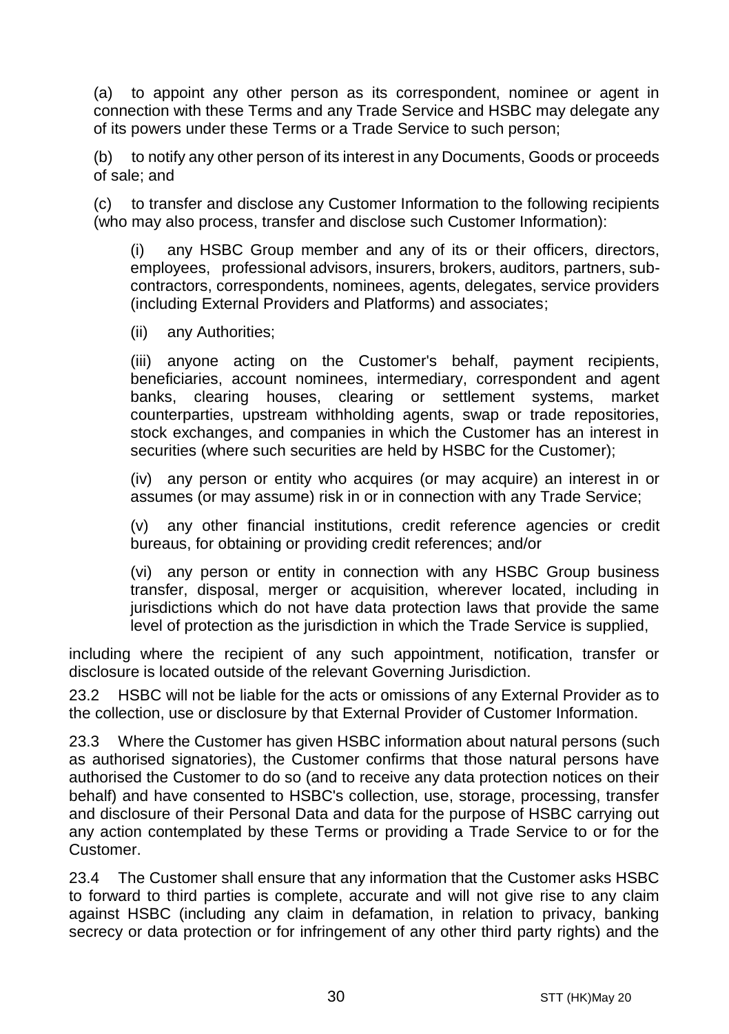(a) to appoint any other person as its correspondent, nominee or agent in connection with these Terms and any Trade Service and HSBC may delegate any of its powers under these Terms or a Trade Service to such person;

(b) to notify any other person of its interest in any Documents, Goods or proceeds of sale; and

(c) to transfer and disclose any Customer Information to the following recipients (who may also process, transfer and disclose such Customer Information):

(i) any HSBC Group member and any of its or their officers, directors, employees, professional advisors, insurers, brokers, auditors, partners, sub-contractors, correspondents, nominees, agents, delegates, service providers (including External Providers and Platforms) and associates;

(ii) any Authorities;

(iii) anyone acting on the Customer's behalf, payment recipients, beneficiaries, account nominees, intermediary, correspondent and agent banks, clearing houses, clearing or settlement systems, market counterparties, upstream withholding agents, swap or trade repositories, stock exchanges, and companies in which the Customer has an interest in securities (where such securities are held by HSBC for the Customer);

(iv) any person or entity who acquires (or may acquire) an interest in or assumes (or may assume) risk in or in connection with any Trade Service;

(v) any other financial institutions, credit reference agencies or credit bureaus, for obtaining or providing credit references; and/or

(vi) any person or entity in connection with any HSBC Group business transfer, disposal, merger or acquisition, wherever located, including in jurisdictions which do not have data protection laws that provide the same level of protection as the jurisdiction in which the Trade Service is supplied,

including where the recipient of any such appointment, notification, transfer or disclosure is located outside of the relevant Governing Jurisdiction.

23.2 HSBC will not be liable for the acts or omissions of any External Provider as to the collection, use or disclosure by that External Provider of Customer Information.

23.3 Where the Customer has given HSBC information about natural persons (such as authorised signatories), the Customer confirms that those natural persons have authorised the Customer to do so (and to receive any data protection notices on their behalf) and have consented to HSBC's collection, use, storage, processing, transfer and disclosure of their Personal Data and data for the purpose of HSBC carrying out any action contemplated by these Terms or providing a Trade Service to or for the Customer.

23.4 The Customer shall ensure that any information that the Customer asks HSBC to forward to third parties is complete, accurate and will not give rise to any claim against HSBC (including any claim in defamation, in relation to privacy, banking secrecy or data protection or for infringement of any other third party rights) and the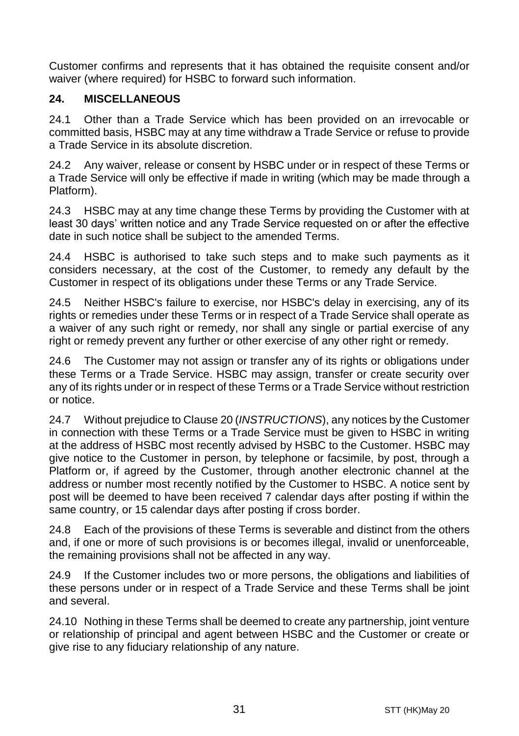Customer confirms and represents that it has obtained the requisite consent and/or waiver (where required) for HSBC to forward such information.

## 24. MISCELLANEOUS

24.1 Other than a Trade Service which has been provided on an irrevocable or committed basis, HSBC may at any time withdraw a Trade Service or refuse to provide a Trade Service in its absolute discretion.

24.2 Any waiver, release or consent by HSBC under or in respect of these Terms or a Trade Service will only be effective if made in writing (which may be made through a Platform).

24.3 HSBC may at any time change these Terms by providing the Customer with at least 30 days' written notice and any Trade Service requested on or after the effective date in such notice shall be subject to the amended Terms.

24.4 HSBC is authorised to take such steps and to make such payments as it considers necessary, at the cost of the Customer, to remedy any default by the Customer in respect of its obligations under these Terms or any Trade Service.

24.5 Neither HSBC's failure to exercise, nor HSBC's delay in exercising, any of its rights or remedies under these Terms or in respect of a Trade Service shall operate as a waiver of any such right or remedy, nor shall any single or partial exercise of any right or remedy prevent any further or other exercise of any other right or remedy.

24.6 The Customer may not assign or transfer any of its rights or obligations under these Terms or a Trade Service. HSBC may assign, transfer or create security over any of its rights under or in respect of these Terms or a Trade Service without restriction or notice.

24.7 Without prejudice to Clause 20 (*INSTRUCTIONS*), any notices by the Customer in connection with these Terms or a Trade Service must be given to HSBC in writing at the address of HSBC most recently advised by HSBC to the Customer. HSBC may give notice to the Customer in person, by telephone or facsimile, by post, through a Platform or, if agreed by the Customer, through another electronic channel at the address or number most recently notified by the Customer to HSBC. A notice sent by post will be deemed to have been received 7 calendar days after posting if within the same country, or 15 calendar days after posting if cross border.

24.8 Each of the provisions of these Terms is severable and distinct from the others and, if one or more of such provisions is or becomes illegal, invalid or unenforceable, the remaining provisions shall not be affected in any way.

24.9 If the Customer includes two or more persons, the obligations and liabilities of these persons under or in respect of a Trade Service and these Terms shall be joint and several.

24.10 Nothing in these Terms shall be deemed to create any partnership, joint venture or relationship of principal and agent between HSBC and the Customer or create or give rise to any fiduciary relationship of any nature.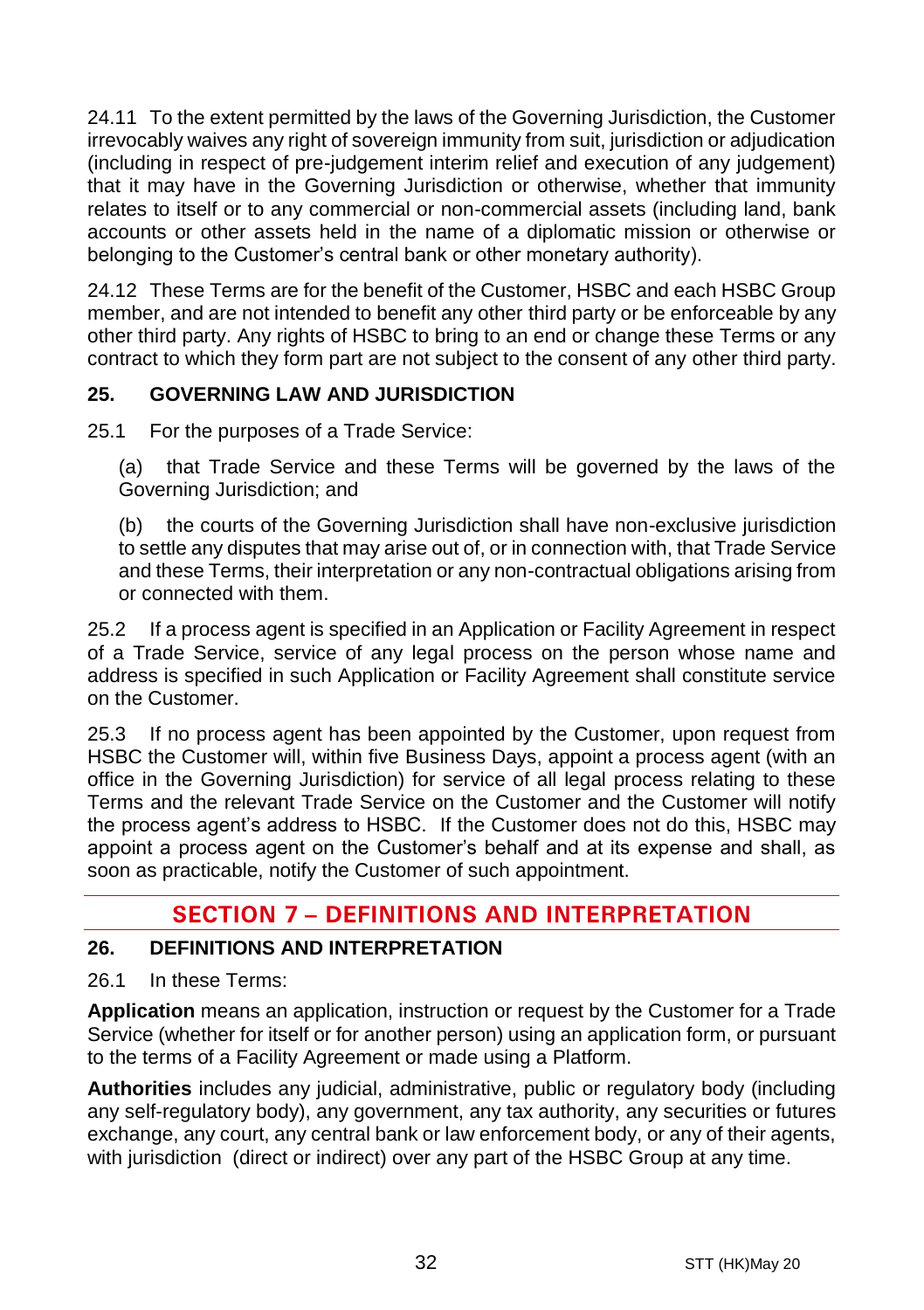24.11 To the extent permitted by the laws of the Governing Jurisdiction, the Customer irrevocably waives any right of sovereign immunity from suit, jurisdiction or adjudication (including in respect of pre-judgement interim relief and execution of any judgement) that it may have in the Governing Jurisdiction or otherwise, whether that immunity relates to itself or to any commercial or non-commercial assets (including land, bank accounts or other assets held in the name of a diplomatic mission or otherwise or belonging to the Customer's central bank or other monetary authority).

24.12 These Terms are for the benefit of the Customer, HSBC and each HSBC Group member, and are not intended to benefit any other third party or be enforceable by any other third party. Any rights of HSBC to bring to an end or change these Terms or any contract to which they form part are not subject to the consent of any other third party.

### 25. GOVERNING LAW AND JURISDICTION

25.1 For the purposes of a Trade Service:

(a) that Trade Service and these Terms will be governed by the laws of the Governing Jurisdiction; and

(b) the courts of the Governing Jurisdiction shall have non-exclusive jurisdiction to settle any disputes that may arise out of, or in connection with, that Trade Service and these Terms, their interpretation or any non-contractual obligations arising from or connected with them.

25.2 If a process agent is specified in an Application or Facility Agreement in respect of a Trade Service, service of any legal process on the person whose name and address is specified in such Application or Facility Agreement shall constitute service on the Customer.

25.3 If no process agent has been appointed by the Customer, upon request from HSBC the Customer will, within five Business Days, appoint a process agent (with an office in the Governing Jurisdiction) for service of all legal process relating to these Terms and the relevant Trade Service on the Customer and the Customer will notify the process agent's address to HSBC. If the Customer does not do this, HSBC may appoint a process agent on the Customer's behalf and at its expense and shall, as soon as practicable, notify the Customer of such appointment.

## SECTION 7 – DEFINITIONS AND INTERPRETATION

### 26. DEFINITIONS AND INTERPRETATION

26.1 In these Terms:

**Application** means an application, instruction or request by the Customer for a Trade Service (whether for itself or for another person) using an application form, or pursuant to the terms of a Facility Agreement or made using a Platform.

**Authorities** includes any judicial, administrative, public or regulatory body (including any self-regulatory body), any government, any tax authority, any securities or futures exchange, any court, any central bank or law enforcement body, or any of their agents, with jurisdiction (direct or indirect) over any part of the HSBC Group at any time.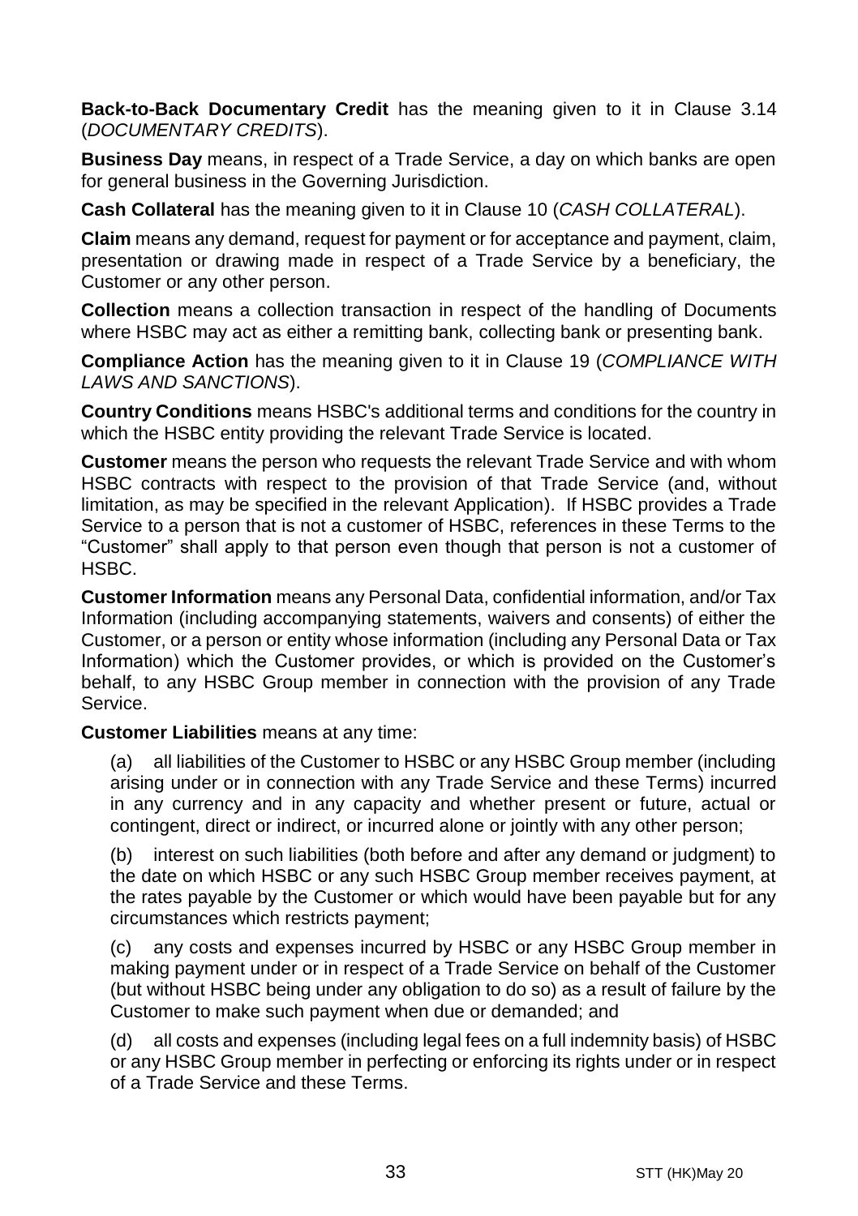**Back-to-Back Documentary Credit** has the meaning given to it in Clause 3.14 (*DOCUMENTARY CREDITS*).

**Business Day** means, in respect of a Trade Service, a day on which banks are open for general business in the Governing Jurisdiction.

**Cash Collateral** has the meaning given to it in Clause 10 (*CASH COLLATERAL*).

**Claim** means any demand, request for payment or for acceptance and payment, claim, presentation or drawing made in respect of a Trade Service by a beneficiary, the Customer or any other person.

**Collection** means a collection transaction in respect of the handling of Documents where HSBC may act as either a remitting bank, collecting bank or presenting bank.

**Compliance Action** has the meaning given to it in Clause 19 (*COMPLIANCE WITH LAWS AND SANCTIONS*).

**Country Conditions** means HSBC's additional terms and conditions for the country in which the HSBC entity providing the relevant Trade Service is located.

**Customer** means the person who requests the relevant Trade Service and with whom HSBC contracts with respect to the provision of that Trade Service (and, without limitation, as may be specified in the relevant Application). If HSBC provides a Trade Service to a person that is not a customer of HSBC, references in these Terms to the "Customer" shall apply to that person even though that person is not a customer of HSBC.

**Customer Information** means any Personal Data, confidential information, and/or Tax Information (including accompanying statements, waivers and consents) of either the Customer, or a person or entity whose information (including any Personal Data or Tax Information) which the Customer provides, or which is provided on the Customer's behalf, to any HSBC Group member in connection with the provision of any Trade Service.

**Customer Liabilities** means at any time:

(a) all liabilities of the Customer to HSBC or any HSBC Group member (including arising under or in connection with any Trade Service and these Terms) incurred in any currency and in any capacity and whether present or future, actual or contingent, direct or indirect, or incurred alone or jointly with any other person;

(b) interest on such liabilities (both before and after any demand or judgment) to the date on which HSBC or any such HSBC Group member receives payment, at the rates payable by the Customer or which would have been payable but for any circumstances which restricts payment;

(c) any costs and expenses incurred by HSBC or any HSBC Group member in making payment under or in respect of a Trade Service on behalf of the Customer (but without HSBC being under any obligation to do so) as a result of failure by the Customer to make such payment when due or demanded; and

(d) all costs and expenses (including legal fees on a full indemnity basis) of HSBC or any HSBC Group member in perfecting or enforcing its rights under or in respect of a Trade Service and these Terms.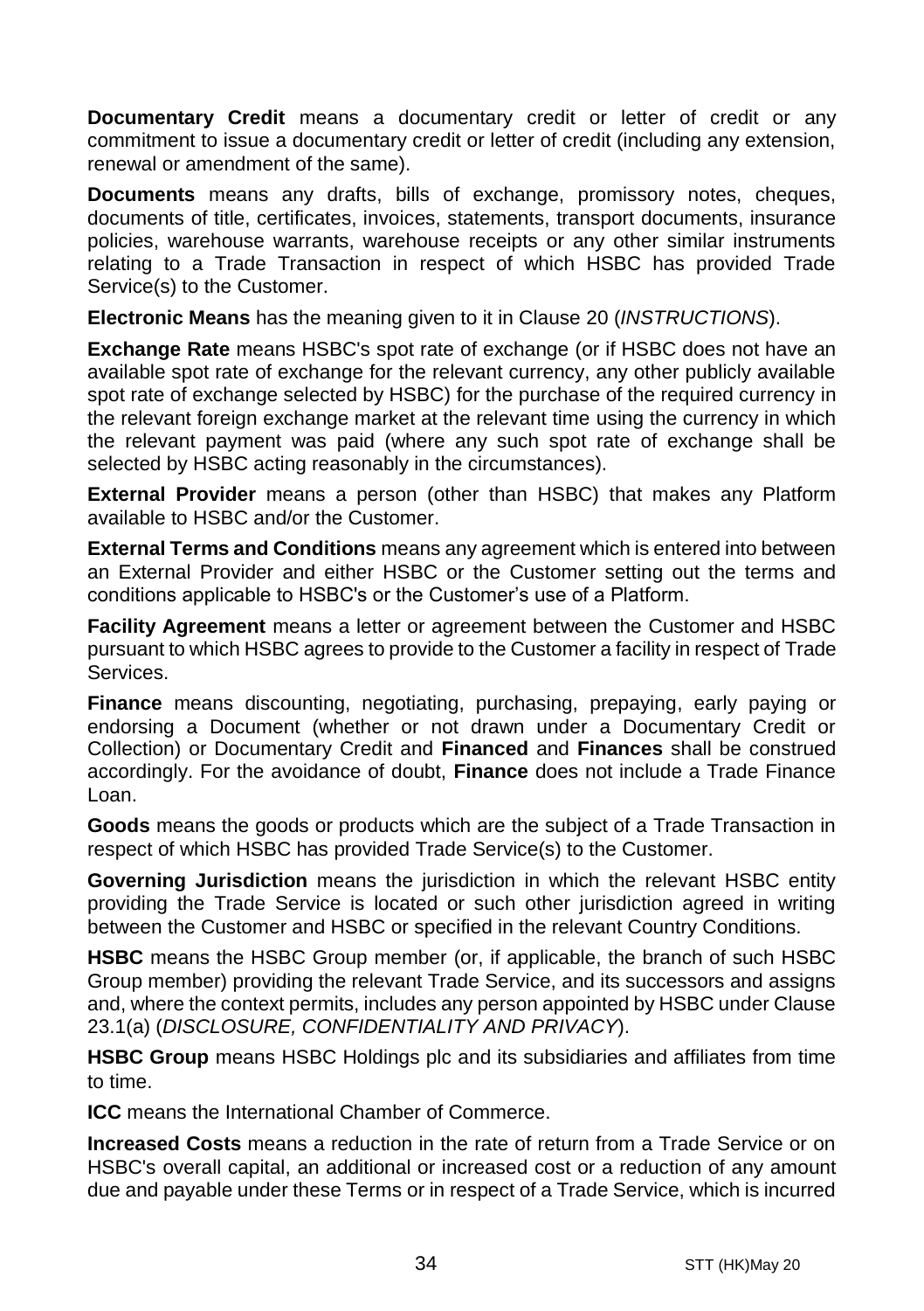**Documentary Credit** means a documentary credit or letter of credit or any commitment to issue a documentary credit or letter of credit (including any extension, renewal or amendment of the same).

**Documents** means any drafts, bills of exchange, promissory notes, cheques, documents of title, certificates, invoices, statements, transport documents, insurance policies, warehouse warrants, warehouse receipts or any other similar instruments relating to a Trade Transaction in respect of which HSBC has provided Trade Service(s) to the Customer.

**Electronic Means** has the meaning given to it in Clause 20 (*INSTRUCTIONS*).

**Exchange Rate** means HSBC's spot rate of exchange (or if HSBC does not have an available spot rate of exchange for the relevant currency, any other publicly available spot rate of exchange selected by HSBC) for the purchase of the required currency in the relevant foreign exchange market at the relevant time using the currency in which the relevant payment was paid (where any such spot rate of exchange shall be selected by HSBC acting reasonably in the circumstances).

**External Provider** means a person (other than HSBC) that makes any Platform available to HSBC and/or the Customer.

**External Terms and Conditions** means any agreement which is entered into between an External Provider and either HSBC or the Customer setting out the terms and conditions applicable to HSBC's or the Customer's use of a Platform.

**Facility Agreement** means a letter or agreement between the Customer and HSBC pursuant to which HSBC agrees to provide to the Customer a facility in respect of Trade Services.

**Finance** means discounting, negotiating, purchasing, prepaying, early paying or endorsing a Document (whether or not drawn under a Documentary Credit or Collection) or Documentary Credit and **Financed** and **Finances** shall be construed accordingly. For the avoidance of doubt, **Finance** does not include a Trade Finance Loan.

**Goods** means the goods or products which are the subject of a Trade Transaction in respect of which HSBC has provided Trade Service(s) to the Customer.

**Governing Jurisdiction** means the jurisdiction in which the relevant HSBC entity providing the Trade Service is located or such other jurisdiction agreed in writing between the Customer and HSBC or specified in the relevant Country Conditions.

**HSBC** means the HSBC Group member (or, if applicable, the branch of such HSBC Group member) providing the relevant Trade Service, and its successors and assigns and, where the context permits, includes any person appointed by HSBC under Clause 23.1(a) (*DISCLOSURE, CONFIDENTIALITY AND PRIVACY*).

**HSBC Group** means HSBC Holdings plc and its subsidiaries and affiliates from time to time.

**ICC** means the International Chamber of Commerce.

**Increased Costs** means a reduction in the rate of return from a Trade Service or on HSBC's overall capital, an additional or increased cost or a reduction of any amount due and payable under these Terms or in respect of a Trade Service, which is incurred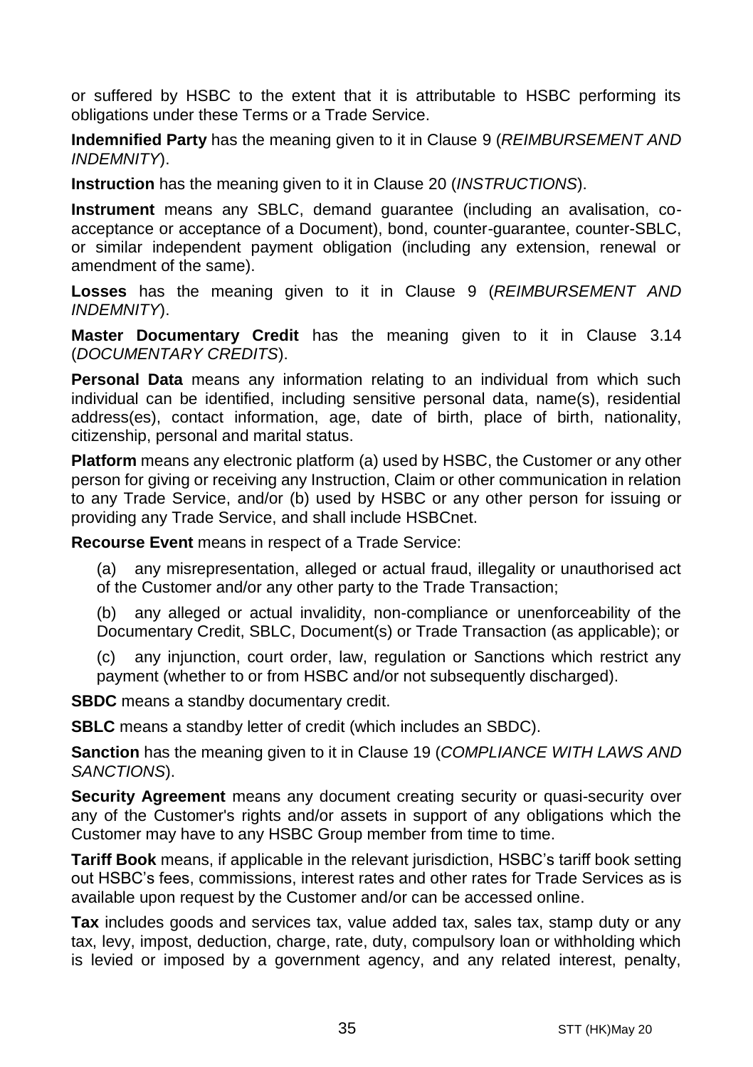or suffered by HSBC to the extent that it is attributable to HSBC performing its obligations under these Terms or a Trade Service.

**Indemnified Party** has the meaning given to it in Clause 9 (*REIMBURSEMENT AND INDEMNITY*).

**Instruction** has the meaning given to it in Clause 20 (*INSTRUCTIONS*).

**Instrument** means any SBLC, demand guarantee (including an avalisation, co-acceptance or acceptance of a Document), bond, counter-guarantee, counter-SBLC, or similar independent payment obligation (including any extension, renewal or amendment of the same).

**Losses** has the meaning given to it in Clause 9 (*REIMBURSEMENT AND INDEMNITY*).

**Master Documentary Credit** has the meaning given to it in Clause 3.14 (*DOCUMENTARY CREDITS*).

**Personal Data** means any information relating to an individual from which such individual can be identified, including sensitive personal data, name(s), residential address(es), contact information, age, date of birth, place of birth, nationality, citizenship, personal and marital status.

**Platform** means any electronic platform (a) used by HSBC, the Customer or any other person for giving or receiving any Instruction, Claim or other communication in relation to any Trade Service, and/or (b) used by HSBC or any other person for issuing or providing any Trade Service, and shall include HSBCnet.

**Recourse Event** means in respect of a Trade Service:

(a) any misrepresentation, alleged or actual fraud, illegality or unauthorised act of the Customer and/or any other party to the Trade Transaction;

(b) any alleged or actual invalidity, non-compliance or unenforceability of the Documentary Credit, SBLC, Document(s) or Trade Transaction (as applicable); or

(c) any injunction, court order, law, regulation or Sanctions which restrict any payment (whether to or from HSBC and/or not subsequently discharged).

**SBDC** means a standby documentary credit.

**SBLC** means a standby letter of credit (which includes an SBDC).

**Sanction** has the meaning given to it in Clause 19 (*COMPLIANCE WITH LAWS AND SANCTIONS*).

**Security Agreement** means any document creating security or quasi-security over any of the Customer's rights and/or assets in support of any obligations which the Customer may have to any HSBC Group member from time to time.

**Tariff Book** means, if applicable in the relevant jurisdiction, HSBC's tariff book setting out HSBC's fees, commissions, interest rates and other rates for Trade Services as is available upon request by the Customer and/or can be accessed online.

**Tax** includes goods and services tax, value added tax, sales tax, stamp duty or any tax, levy, impost, deduction, charge, rate, duty, compulsory loan or withholding which is levied or imposed by a government agency, and any related interest, penalty,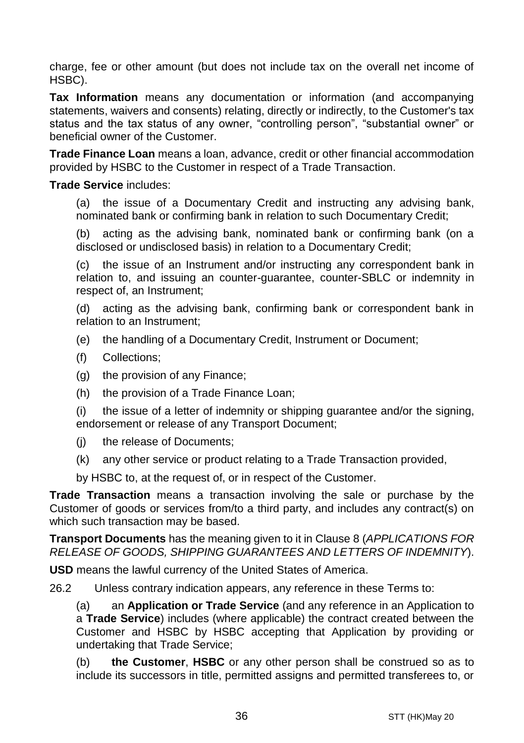charge, fee or other amount (but does not include tax on the overall net income of HSBC).

**Tax Information** means any documentation or information (and accompanying statements, waivers and consents) relating, directly or indirectly, to the Customer's tax status and the tax status of any owner, "controlling person", "substantial owner" or beneficial owner of the Customer.

**Trade Finance Loan** means a loan, advance, credit or other financial accommodation provided by HSBC to the Customer in respect of a Trade Transaction.

**Trade Service** includes:

(a) the issue of a Documentary Credit and instructing any advising bank, nominated bank or confirming bank in relation to such Documentary Credit;

(b) acting as the advising bank, nominated bank or confirming bank (on a disclosed or undisclosed basis) in relation to a Documentary Credit;

(c) the issue of an Instrument and/or instructing any correspondent bank in relation to, and issuing an counter-guarantee, counter-SBLC or indemnity in respect of, an Instrument;

(d) acting as the advising bank, confirming bank or correspondent bank in relation to an Instrument;

(e) the handling of a Documentary Credit, Instrument or Document;

(f) Collections;

(g) the provision of any Finance;

(h) the provision of a Trade Finance Loan;

(i) the issue of a letter of indemnity or shipping guarantee and/or the signing, endorsement or release of any Transport Document;

(j) the release of Documents;

(k) any other service or product relating to a Trade Transaction provided,

by HSBC to, at the request of, or in respect of the Customer.

**Trade Transaction** means a transaction involving the sale or purchase by the Customer of goods or services from/to a third party, and includes any contract(s) on which such transaction may be based.

**Transport Documents** has the meaning given to it in Clause 8 (*APPLICATIONS FOR RELEASE OF GOODS, SHIPPING GUARANTEES AND LETTERS OF INDEMNITY*).

**USD** means the lawful currency of the United States of America.

26.2 Unless contrary indication appears, any reference in these Terms to:

(a) an **Application or Trade Service** (and any reference in an Application to a **Trade Service**) includes (where applicable) the contract created between the Customer and HSBC by HSBC accepting that Application by providing or undertaking that Trade Service;

(b) **the Customer**, **HSBC** or any other person shall be construed so as to include its successors in title, permitted assigns and permitted transferees to, or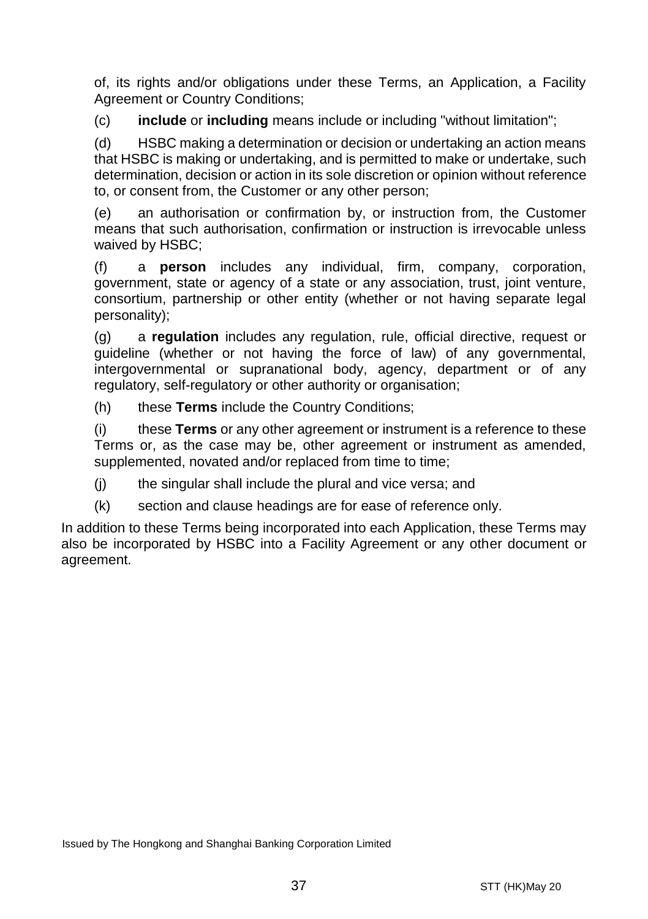of, its rights and/or obligations under these Terms, an Application, a Facility Agreement or Country Conditions;

(c) **include** or **including** means include or including "without limitation";

(d) HSBC making a determination or decision or undertaking an action means that HSBC is making or undertaking, and is permitted to make or undertake, such determination, decision or action in its sole discretion or opinion without reference to, or consent from, the Customer or any other person;

(e) an authorisation or confirmation by, or instruction from, the Customer means that such authorisation, confirmation or instruction is irrevocable unless waived by HSBC;

(f) a **person** includes any individual, firm, company, corporation, government, state or agency of a state or any association, trust, joint venture, consortium, partnership or other entity (whether or not having separate legal personality);

(g) a **regulation** includes any regulation, rule, official directive, request or guideline (whether or not having the force of law) of any governmental, intergovernmental or supranational body, agency, department or of any regulatory, self-regulatory or other authority or organisation;

(h) these **Terms** include the Country Conditions;

(i) these **Terms** or any other agreement or instrument is a reference to these Terms or, as the case may be, other agreement or instrument as amended, supplemented, novated and/or replaced from time to time;

(j) the singular shall include the plural and vice versa; and

(k) section and clause headings are for ease of reference only.

In addition to these Terms being incorporated into each Application, these Terms may also be incorporated by HSBC into a Facility Agreement or any other document or agreement.